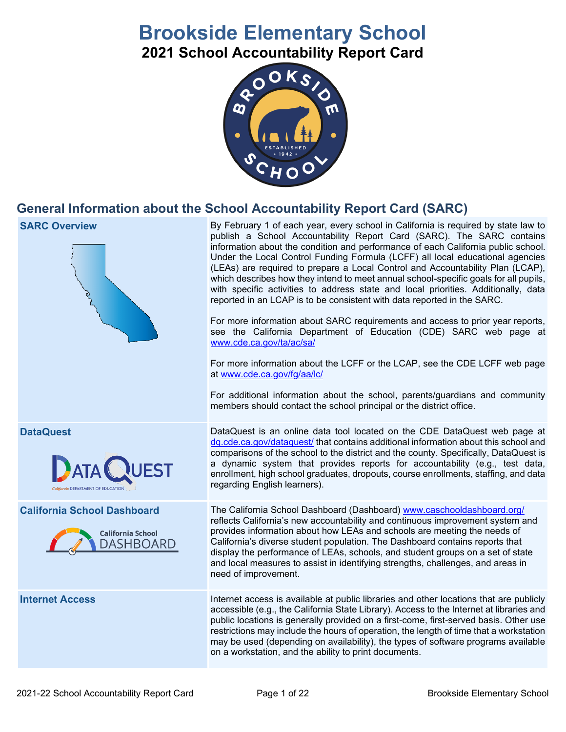# Brookside Elementary School

## 2021 School Accountability Report Card

## General Information about the School Accountability Report Card (SARC)

| | |
|---|---|
| **SARC Overview** | By February 1 of each year, every school in California is required by state law to publish a School Accountability Report Card (SARC). The SARC contains information about the condition and performance of each California public school. Under the Local Control Funding Formula (LCFF) all local educational agencies (LEAs) are required to prepare a Local Control and Accountability Plan (LCAP), which describes how they intend to meet annual school-specific goals for all pupils, with specific activities to address state and local priorities. Additionally, data reported in an LCAP is to be consistent with data reported in the SARC.<br><br>For more information about SARC requirements and access to prior year reports, see the California Department of Education (CDE) SARC web page at www.cde.ca.gov/ta/ac/sa/<br><br>For more information about the LCFF or the LCAP, see the CDE LCFF web page at www.cde.ca.gov/fg/aa/lc/<br><br>For additional information about the school, parents/guardians and community members should contact the school principal or the district office. |
| **DataQuest** | DataQuest is an online data tool located on the CDE DataQuest web page at dq.cde.ca.gov/dataquest/ that contains additional information about this school and comparisons of the school to the district and the county. Specifically, DataQuest is a dynamic system that provides reports for accountability (e.g., test data, enrollment, high school graduates, dropouts, course enrollments, staffing, and data regarding English learners). |
| **California School Dashboard** | The California School Dashboard (Dashboard) www.caschooldashboard.org/ reflects California's new accountability and continuous improvement system and provides information about how LEAs and schools are meeting the needs of California's diverse student population. The Dashboard contains reports that display the performance of LEAs, schools, and student groups on a set of state and local measures to assist in identifying strengths, challenges, and areas in need of improvement. |
| **Internet Access** | Internet access is available at public libraries and other locations that are publicly accessible (e.g., the California State Library). Access to the Internet at libraries and public locations is generally provided on a first-come, first-served basis. Other use restrictions may include the hours of operation, the length of time that a workstation may be used (depending on availability), the types of software programs available on a workstation, and the ability to print documents. |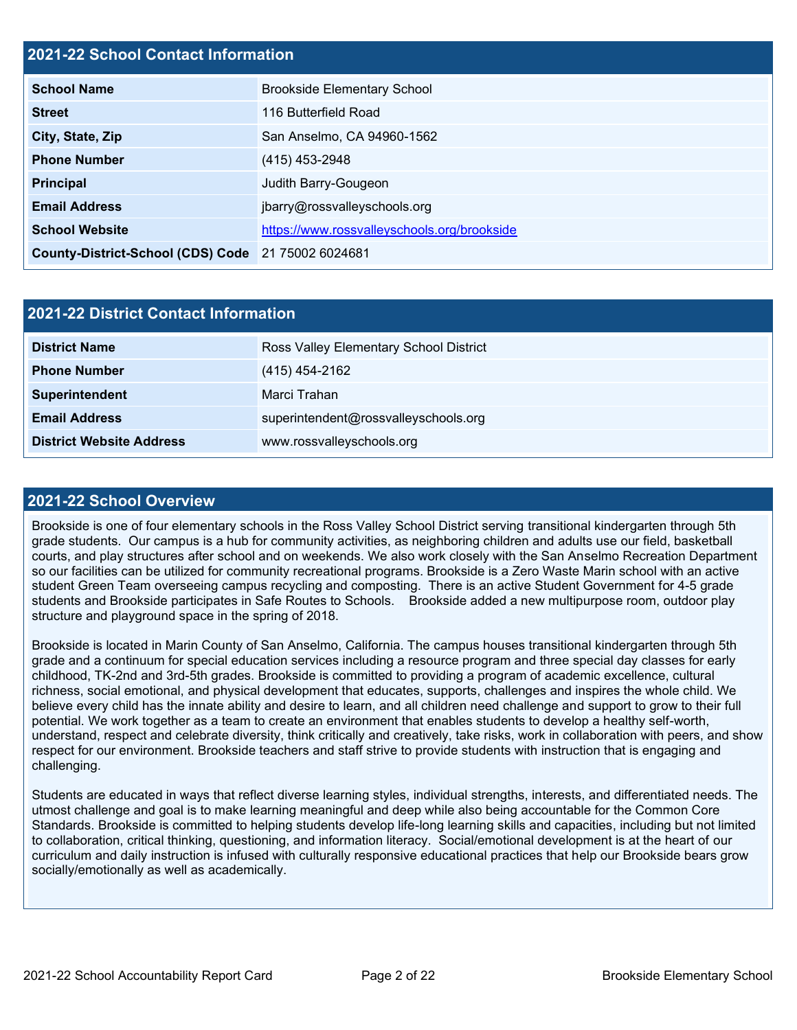## 2021-22 School Contact Information

| 2021-22 School Contact Information | |
|---|---|
| **School Name** | Brookside Elementary School |
| **Street** | 116 Butterfield Road |
| **City, State, Zip** | San Anselmo, CA 94960-1562 |
| **Phone Number** | (415) 453-2948 |
| **Principal** | Judith Barry-Gougeon |
| **Email Address** | jbarry@rossvalleyschools.org |
| **School Website** | https://www.rossvalleyschools.org/brookside |
| **County-District-School (CDS) Code** | 21 75002 6024681 |

## 2021-22 District Contact Information

| 2021-22 District Contact Information | |
|---|---|
| **District Name** | Ross Valley Elementary School District |
| **Phone Number** | (415) 454-2162 |
| **Superintendent** | Marci Trahan |
| **Email Address** | superintendent@rossvalleyschools.org |
| **District Website Address** | www.rossvalleyschools.org |

## 2021-22 School Overview

Brookside is one of four elementary schools in the Ross Valley School District serving transitional kindergarten through 5th grade students. Our campus is a hub for community activities, as neighboring children and adults use our field, basketball courts, and play structures after school and on weekends. We also work closely with the San Anselmo Recreation Department so our facilities can be utilized for community recreational programs. Brookside is a Zero Waste Marin school with an active student Green Team overseeing campus recycling and composting. There is an active Student Government for 4-5 grade students and Brookside participates in Safe Routes to Schools. Brookside added a new multipurpose room, outdoor play structure and playground space in the spring of 2018.

Brookside is located in Marin County of San Anselmo, California. The campus houses transitional kindergarten through 5th grade and a continuum for special education services including a resource program and three special day classes for early childhood, TK-2nd and 3rd-5th grades. Brookside is committed to providing a program of academic excellence, cultural richness, social emotional, and physical development that educates, supports, challenges and inspires the whole child. We believe every child has the innate ability and desire to learn, and all children need challenge and support to grow to their full potential. We work together as a team to create an environment that enables students to develop a healthy self-worth, understand, respect and celebrate diversity, think critically and creatively, take risks, work in collaboration with peers, and show respect for our environment. Brookside teachers and staff strive to provide students with instruction that is engaging and challenging.

Students are educated in ways that reflect diverse learning styles, individual strengths, interests, and differentiated needs. The utmost challenge and goal is to make learning meaningful and deep while also being accountable for the Common Core Standards. Brookside is committed to helping students develop life-long learning skills and capacities, including but not limited to collaboration, critical thinking, questioning, and information literacy. Social/emotional development is at the heart of our curriculum and daily instruction is infused with culturally responsive educational practices that help our Brookside bears grow socially/emotionally as well as academically.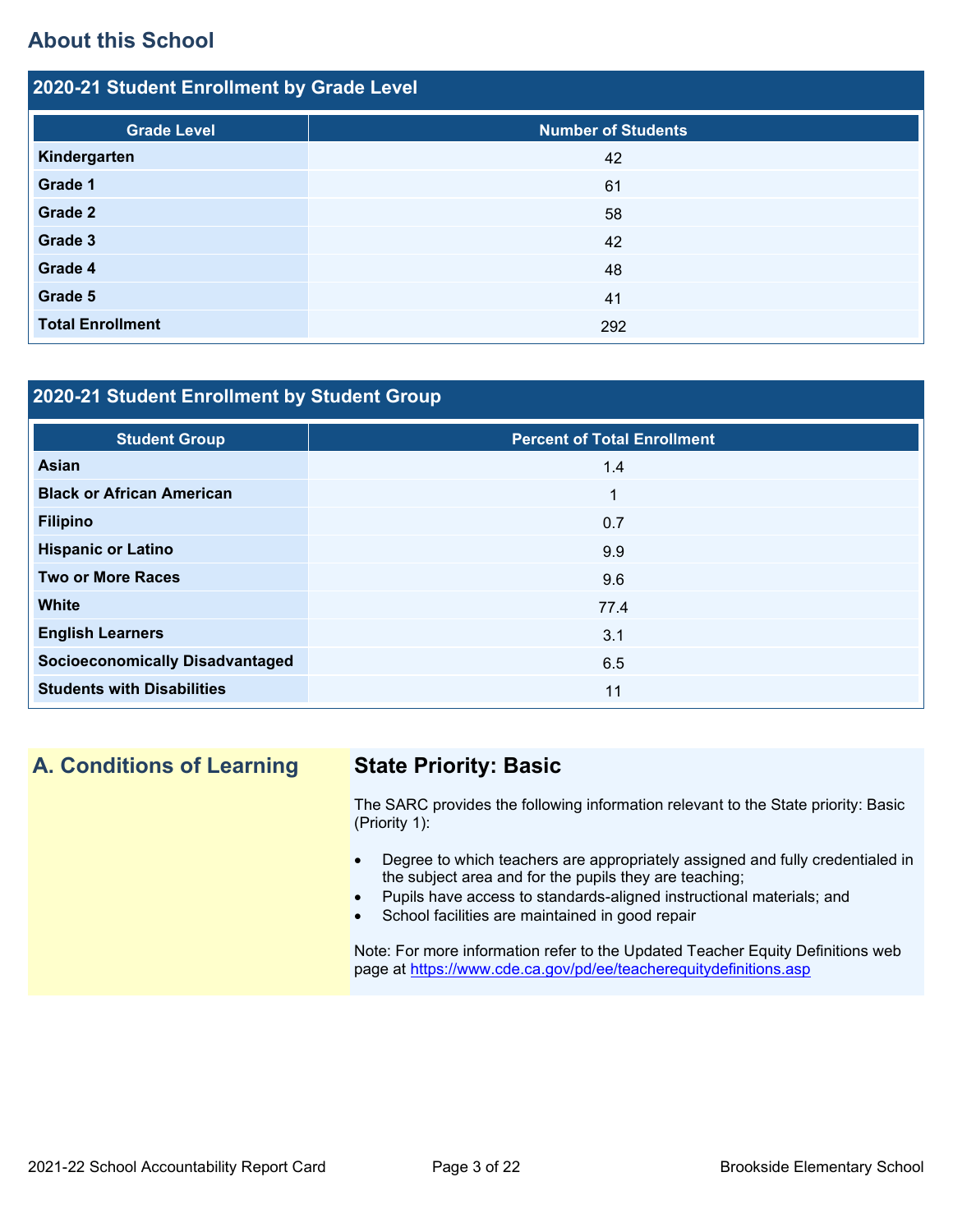## About this School

### 2020-21 Student Enrollment by Grade Level

| Grade Level | Number of Students |
|---|---|
| **Kindergarten** | 42 |
| **Grade 1** | 61 |
| **Grade 2** | 58 |
| **Grade 3** | 42 |
| **Grade 4** | 48 |
| **Grade 5** | 41 |
| **Total Enrollment** | 292 |

### 2020-21 Student Enrollment by Student Group

| Student Group | Percent of Total Enrollment |
|---|---|
| **Asian** | 1.4 |
| **Black or African American** | 1 |
| **Filipino** | 0.7 |
| **Hispanic or Latino** | 9.9 |
| **Two or More Races** | 9.6 |
| **White** | 77.4 |
| **English Learners** | 3.1 |
| **Socioeconomically Disadvantaged** | 6.5 |
| **Students with Disabilities** | 11 |

## A. Conditions of Learning

### State Priority: Basic

The SARC provides the following information relevant to the State priority: Basic (Priority 1):

- Degree to which teachers are appropriately assigned and fully credentialed in the subject area and for the pupils they are teaching;
- Pupils have access to standards-aligned instructional materials; and
- School facilities are maintained in good repair

Note: For more information refer to the Updated Teacher Equity Definitions web page at https://www.cde.ca.gov/pd/ee/teacherequitydefinitions.asp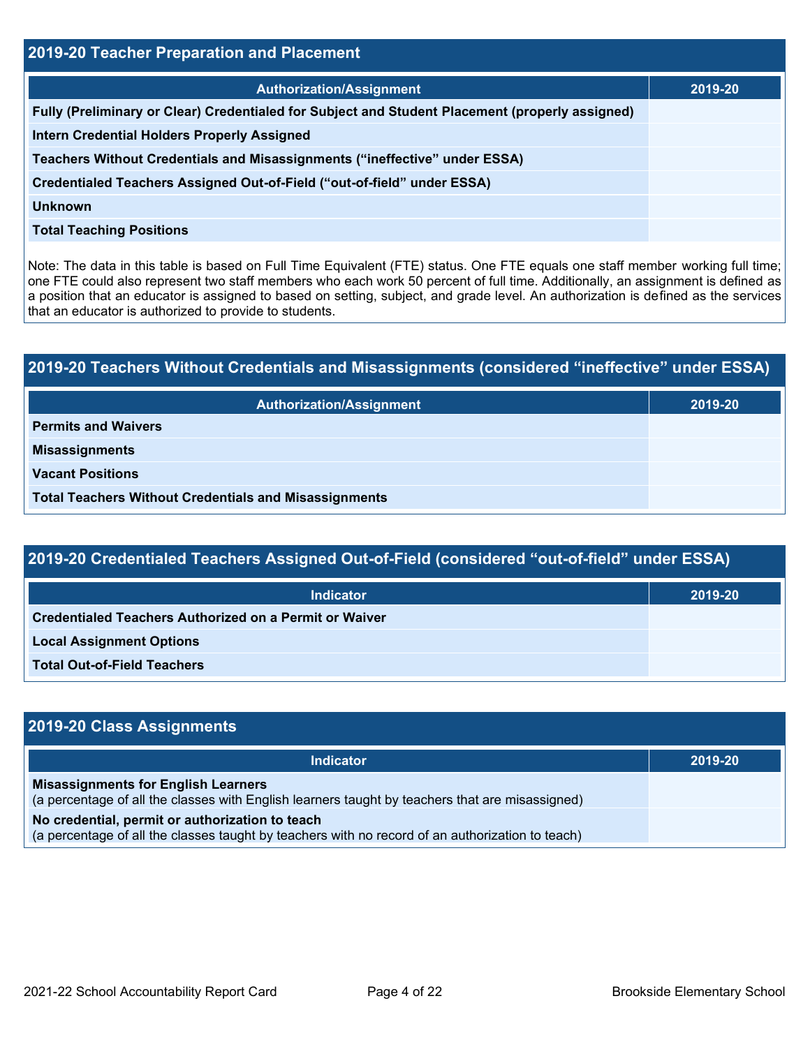## 2019-20 Teacher Preparation and Placement

| Authorization/Assignment | 2019-20 |
| --- | --- |
| Fully (Preliminary or Clear) Credentialed for Subject and Student Placement (properly assigned) | |
| Intern Credential Holders Properly Assigned | |
| Teachers Without Credentials and Misassignments (“ineffective” under ESSA) | |
| Credentialed Teachers Assigned Out-of-Field (“out-of-field” under ESSA) | |
| Unknown | |
| Total Teaching Positions | |

Note: The data in this table is based on Full Time Equivalent (FTE) status. One FTE equals one staff member working full time; one FTE could also represent two staff members who each work 50 percent of full time. Additionally, an assignment is defined as a position that an educator is assigned to based on setting, subject, and grade level. An authorization is defined as the services that an educator is authorized to provide to students.

## 2019-20 Teachers Without Credentials and Misassignments (considered “ineffective” under ESSA)

| Authorization/Assignment | 2019-20 |
| --- | --- |
| Permits and Waivers | |
| Misassignments | |
| Vacant Positions | |
| Total Teachers Without Credentials and Misassignments | |

## 2019-20 Credentialed Teachers Assigned Out-of-Field (considered “out-of-field” under ESSA)

| Indicator | 2019-20 |
| --- | --- |
| Credentialed Teachers Authorized on a Permit or Waiver | |
| Local Assignment Options | |
| Total Out-of-Field Teachers | |

## 2019-20 Class Assignments

| Indicator | 2019-20 |
| --- | --- |
| **Misassignments for English Learners** (a percentage of all the classes with English learners taught by teachers that are misassigned) | |
| **No credential, permit or authorization to teach** (a percentage of all the classes taught by teachers with no record of an authorization to teach) | |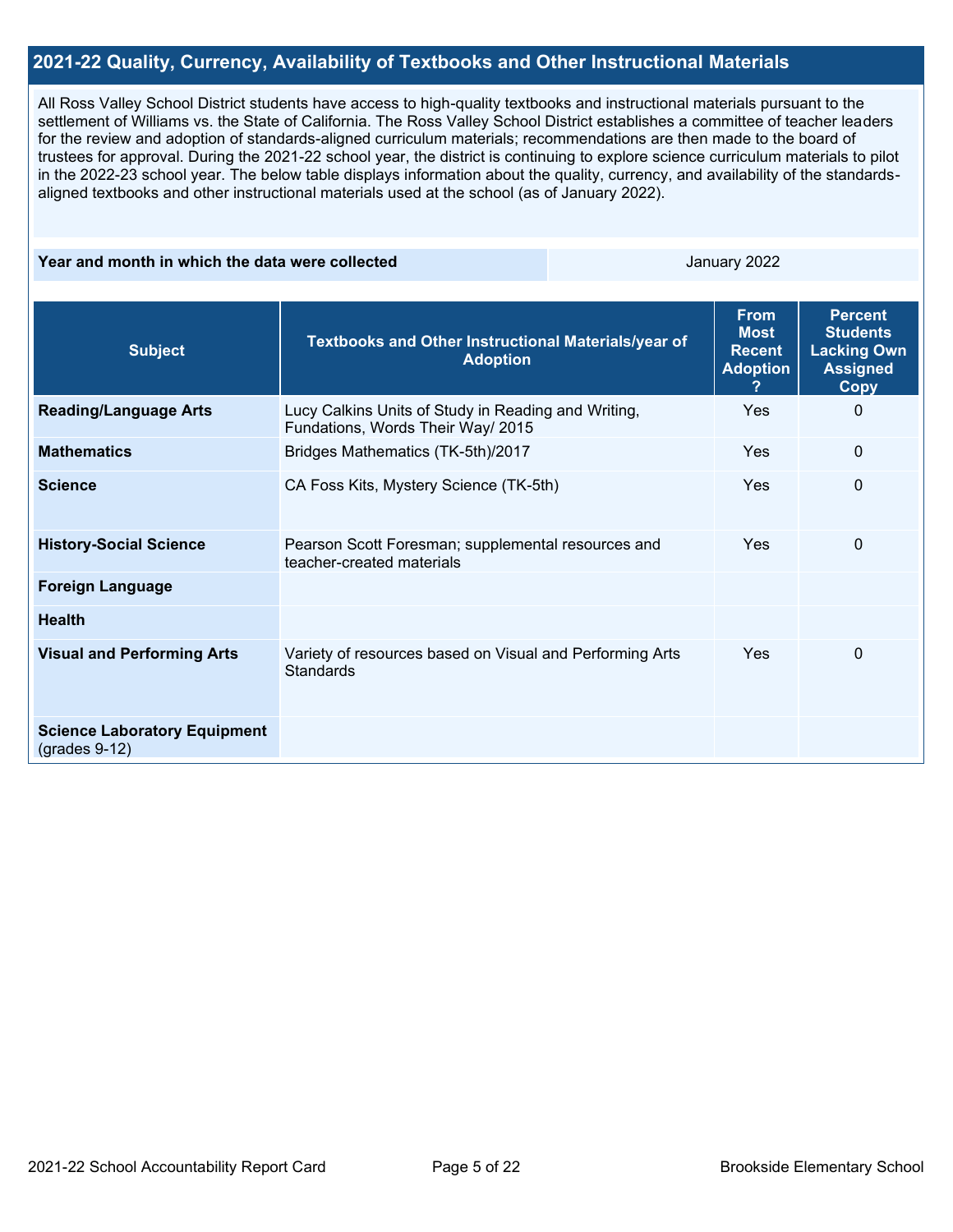## 2021-22 Quality, Currency, Availability of Textbooks and Other Instructional Materials

All Ross Valley School District students have access to high-quality textbooks and instructional materials pursuant to the settlement of Williams vs. the State of California. The Ross Valley School District establishes a committee of teacher leaders for the review and adoption of standards-aligned curriculum materials; recommendations are then made to the board of trustees for approval. During the 2021-22 school year, the district is continuing to explore science curriculum materials to pilot in the 2022-23 school year. The below table displays information about the quality, currency, and availability of the standards-aligned textbooks and other instructional materials used at the school (as of January 2022).

| Year and month in which the data were collected | January 2022 |
| --- | --- |

| Subject | Textbooks and Other Instructional Materials/year of Adoption | From Most Recent Adoption ? | Percent Students Lacking Own Assigned Copy |
| --- | --- | --- | --- |
| **Reading/Language Arts** | Lucy Calkins Units of Study in Reading and Writing, Fundations, Words Their Way/ 2015 | Yes | 0 |
| **Mathematics** | Bridges Mathematics (TK-5th)/2017 | Yes | 0 |
| **Science** | CA Foss Kits, Mystery Science (TK-5th) | Yes | 0 |
| **History-Social Science** | Pearson Scott Foresman; supplemental resources and teacher-created materials | Yes | 0 |
| **Foreign Language** | | | |
| **Health** | | | |
| **Visual and Performing Arts** | Variety of resources based on Visual and Performing Arts Standards | Yes | 0 |
| **Science Laboratory Equipment** (grades 9-12) | | | |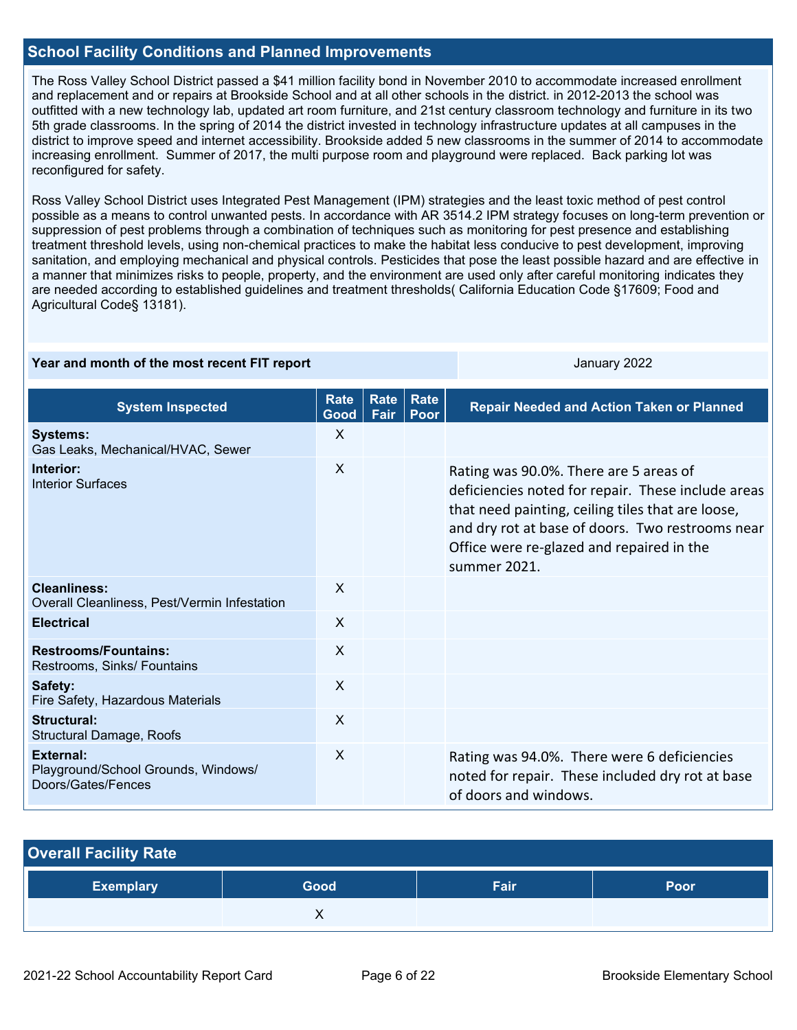## School Facility Conditions and Planned Improvements

The Ross Valley School District passed a $41 million facility bond in November 2010 to accommodate increased enrollment and replacement and or repairs at Brookside School and at all other schools in the district. in 2012-2013 the school was outfitted with a new technology lab, updated art room furniture, and 21st century classroom technology and furniture in its two 5th grade classrooms. In the spring of 2014 the district invested in technology infrastructure updates at all campuses in the district to improve speed and internet accessibility. Brookside added 5 new classrooms in the summer of 2014 to accommodate increasing enrollment. Summer of 2017, the multi purpose room and playground were replaced. Back parking lot was reconfigured for safety.

Ross Valley School District uses Integrated Pest Management (IPM) strategies and the least toxic method of pest control possible as a means to control unwanted pests. In accordance with AR 3514.2 IPM strategy focuses on long-term prevention or suppression of pest problems through a combination of techniques such as monitoring for pest presence and establishing treatment threshold levels, using non-chemical practices to make the habitat less conducive to pest development, improving sanitation, and employing mechanical and physical controls. Pesticides that pose the least possible hazard and are effective in a manner that minimizes risks to people, property, and the environment are used only after careful monitoring indicates they are needed according to established guidelines and treatment thresholds( California Education Code §17609; Food and Agricultural Code§ 13181).

| Year and month of the most recent FIT report | January 2022 |
|---|---|

| System Inspected | Rate Good | Rate Fair | Rate Poor | Repair Needed and Action Taken or Planned |
|---|---|---|---|---|
| **Systems:** Gas Leaks, Mechanical/HVAC, Sewer | X | | | |
| **Interior:** Interior Surfaces | X | | | Rating was 90.0%. There are 5 areas of deficiencies noted for repair. These include areas that need painting, ceiling tiles that are loose, and dry rot at base of doors. Two restrooms near Office were re-glazed and repaired in the summer 2021. |
| **Cleanliness:** Overall Cleanliness, Pest/Vermin Infestation | X | | | |
| **Electrical** | X | | | |
| **Restrooms/Fountains:** Restrooms, Sinks/ Fountains | X | | | |
| **Safety:** Fire Safety, Hazardous Materials | X | | | |
| **Structural:** Structural Damage, Roofs | X | | | |
| **External:** Playground/School Grounds, Windows/ Doors/Gates/Fences | X | | | Rating was 94.0%. There were 6 deficiencies noted for repair. These included dry rot at base of doors and windows. |

## Overall Facility Rate

| Exemplary | Good | Fair | Poor |
|---|---|---|---|
| | X | | |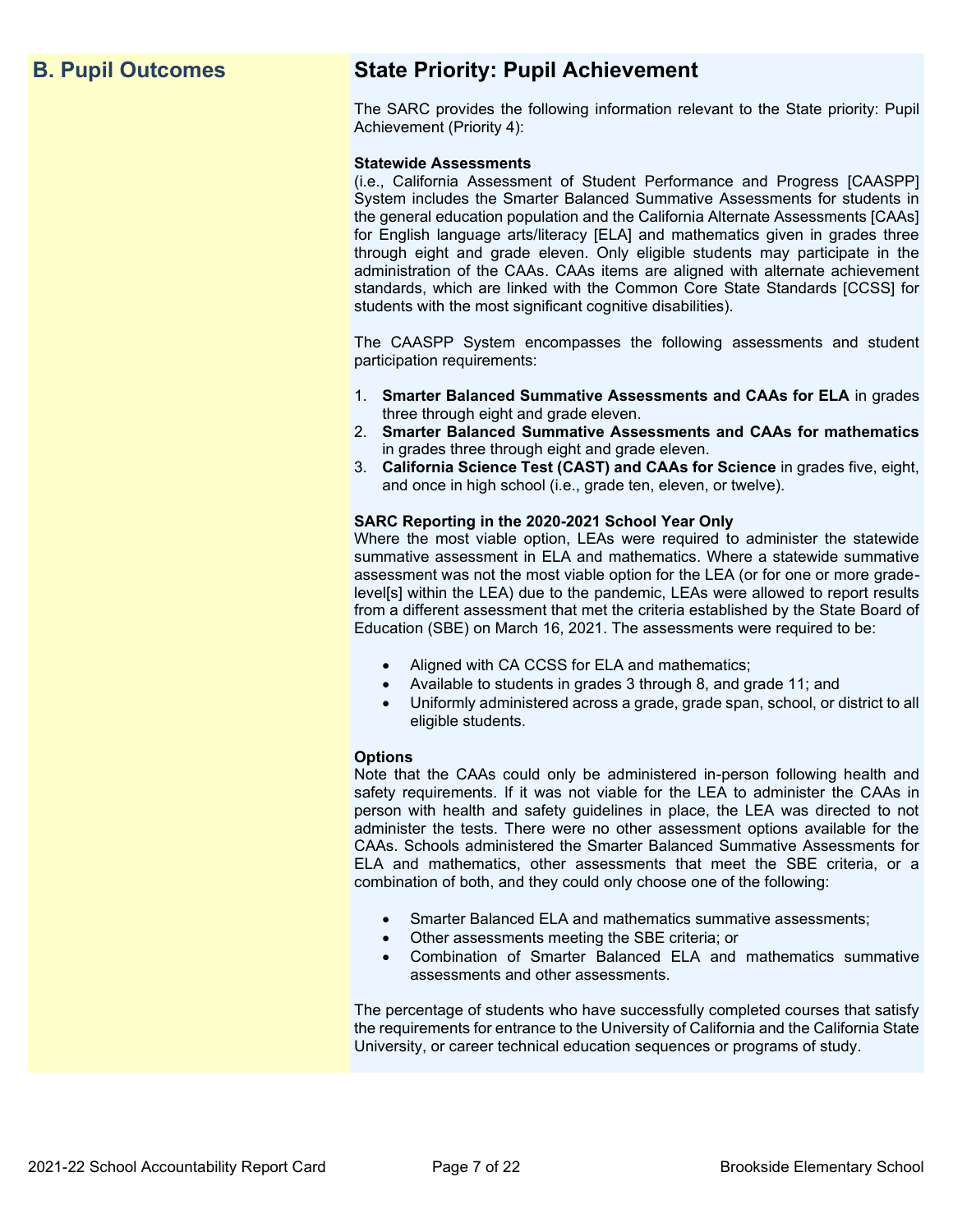## B. Pupil Outcomes

## State Priority: Pupil Achievement

The SARC provides the following information relevant to the State priority: Pupil Achievement (Priority 4):

**Statewide Assessments**
(i.e., California Assessment of Student Performance and Progress [CAASPP] System includes the Smarter Balanced Summative Assessments for students in the general education population and the California Alternate Assessments [CAAs] for English language arts/literacy [ELA] and mathematics given in grades three through eight and grade eleven. Only eligible students may participate in the administration of the CAAs. CAAs items are aligned with alternate achievement standards, which are linked with the Common Core State Standards [CCSS] for students with the most significant cognitive disabilities).

The CAASPP System encompasses the following assessments and student participation requirements:

1. **Smarter Balanced Summative Assessments and CAAs for ELA** in grades three through eight and grade eleven.
2. **Smarter Balanced Summative Assessments and CAAs for mathematics** in grades three through eight and grade eleven.
3. **California Science Test (CAST) and CAAs for Science** in grades five, eight, and once in high school (i.e., grade ten, eleven, or twelve).

**SARC Reporting in the 2020-2021 School Year Only**
Where the most viable option, LEAs were required to administer the statewide summative assessment in ELA and mathematics. Where a statewide summative assessment was not the most viable option for the LEA (or for one or more grade-level[s] within the LEA) due to the pandemic, LEAs were allowed to report results from a different assessment that met the criteria established by the State Board of Education (SBE) on March 16, 2021. The assessments were required to be:

- Aligned with CA CCSS for ELA and mathematics;
- Available to students in grades 3 through 8, and grade 11; and
- Uniformly administered across a grade, grade span, school, or district to all eligible students.

**Options**
Note that the CAAs could only be administered in-person following health and safety requirements. If it was not viable for the LEA to administer the CAAs in person with health and safety guidelines in place, the LEA was directed to not administer the tests. There were no other assessment options available for the CAAs. Schools administered the Smarter Balanced Summative Assessments for ELA and mathematics, other assessments that meet the SBE criteria, or a combination of both, and they could only choose one of the following:

- Smarter Balanced ELA and mathematics summative assessments;
- Other assessments meeting the SBE criteria; or
- Combination of Smarter Balanced ELA and mathematics summative assessments and other assessments.

The percentage of students who have successfully completed courses that satisfy the requirements for entrance to the University of California and the California State University, or career technical education sequences or programs of study.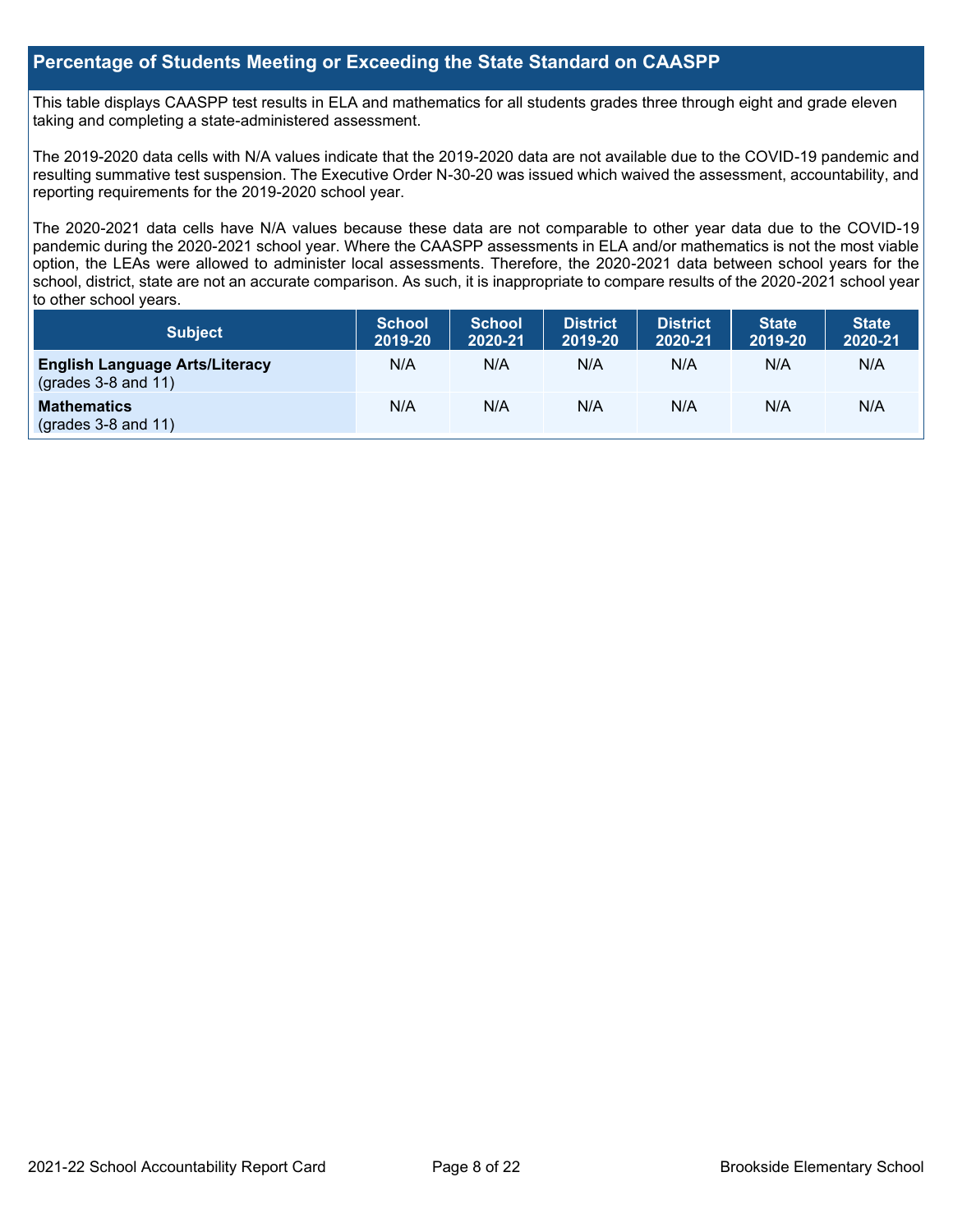## Percentage of Students Meeting or Exceeding the State Standard on CAASPP

This table displays CAASPP test results in ELA and mathematics for all students grades three through eight and grade eleven taking and completing a state-administered assessment.

The 2019-2020 data cells with N/A values indicate that the 2019-2020 data are not available due to the COVID-19 pandemic and resulting summative test suspension. The Executive Order N-30-20 was issued which waived the assessment, accountability, and reporting requirements for the 2019-2020 school year.

The 2020-2021 data cells have N/A values because these data are not comparable to other year data due to the COVID-19 pandemic during the 2020-2021 school year. Where the CAASPP assessments in ELA and/or mathematics is not the most viable option, the LEAs were allowed to administer local assessments. Therefore, the 2020-2021 data between school years for the school, district, state are not an accurate comparison. As such, it is inappropriate to compare results of the 2020-2021 school year to other school years.

| Subject | School 2019-20 | School 2020-21 | District 2019-20 | District 2020-21 | State 2019-20 | State 2020-21 |
|---|---|---|---|---|---|---|
| **English Language Arts/Literacy** (grades 3-8 and 11) | N/A | N/A | N/A | N/A | N/A | N/A |
| **Mathematics** (grades 3-8 and 11) | N/A | N/A | N/A | N/A | N/A | N/A |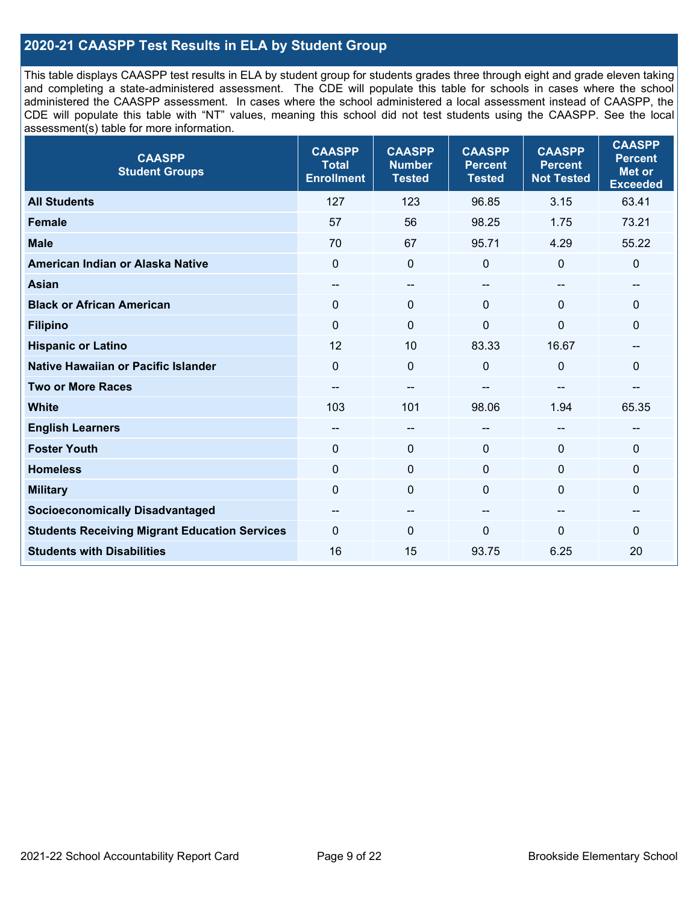## 2020-21 CAASPP Test Results in ELA by Student Group

This table displays CAASPP test results in ELA by student group for students grades three through eight and grade eleven taking and completing a state-administered assessment. The CDE will populate this table for schools in cases where the school administered the CAASPP assessment. In cases where the school administered a local assessment instead of CAASPP, the CDE will populate this table with "NT" values, meaning this school did not test students using the CAASPP. See the local assessment(s) table for more information.

| CAASPP Student Groups | CAASPP Total Enrollment | CAASPP Number Tested | CAASPP Percent Tested | CAASPP Percent Not Tested | CAASPP Percent Met or Exceeded |
|---|---|---|---|---|---|
| **All Students** | 127 | 123 | 96.85 | 3.15 | 63.41 |
| **Female** | 57 | 56 | 98.25 | 1.75 | 73.21 |
| **Male** | 70 | 67 | 95.71 | 4.29 | 55.22 |
| **American Indian or Alaska Native** | 0 | 0 | 0 | 0 | 0 |
| **Asian** | -- | -- | -- | -- | -- |
| **Black or African American** | 0 | 0 | 0 | 0 | 0 |
| **Filipino** | 0 | 0 | 0 | 0 | 0 |
| **Hispanic or Latino** | 12 | 10 | 83.33 | 16.67 | -- |
| **Native Hawaiian or Pacific Islander** | 0 | 0 | 0 | 0 | 0 |
| **Two or More Races** | -- | -- | -- | -- | -- |
| **White** | 103 | 101 | 98.06 | 1.94 | 65.35 |
| **English Learners** | -- | -- | -- | -- | -- |
| **Foster Youth** | 0 | 0 | 0 | 0 | 0 |
| **Homeless** | 0 | 0 | 0 | 0 | 0 |
| **Military** | 0 | 0 | 0 | 0 | 0 |
| **Socioeconomically Disadvantaged** | -- | -- | -- | -- | -- |
| **Students Receiving Migrant Education Services** | 0 | 0 | 0 | 0 | 0 |
| **Students with Disabilities** | 16 | 15 | 93.75 | 6.25 | 20 |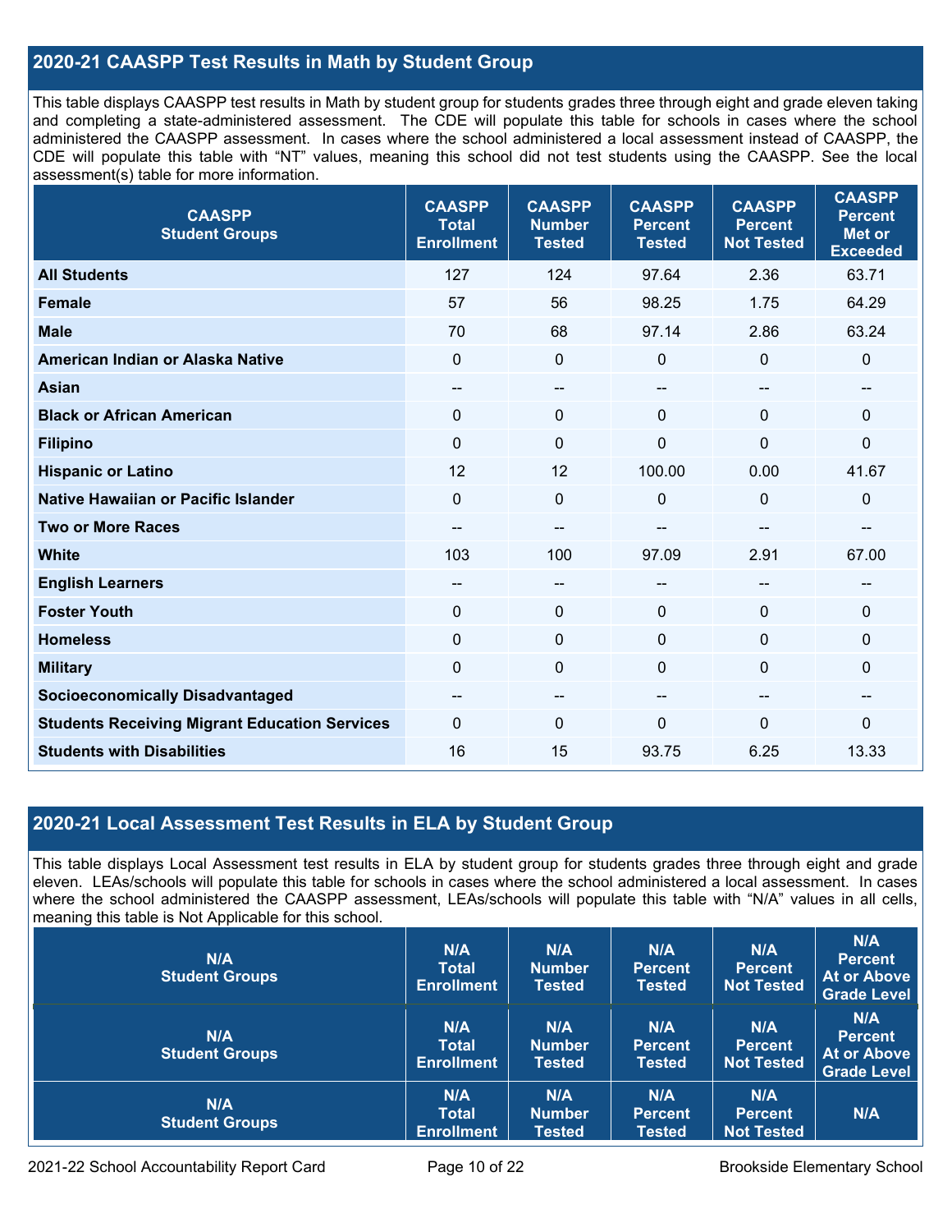## 2020-21 CAASPP Test Results in Math by Student Group

This table displays CAASPP test results in Math by student group for students grades three through eight and grade eleven taking and completing a state-administered assessment. The CDE will populate this table for schools in cases where the school administered the CAASPP assessment. In cases where the school administered a local assessment instead of CAASPP, the CDE will populate this table with "NT" values, meaning this school did not test students using the CAASPP. See the local assessment(s) table for more information.

| CAASPP Student Groups | CAASPP Total Enrollment | CAASPP Number Tested | CAASPP Percent Tested | CAASPP Percent Not Tested | CAASPP Percent Met or Exceeded |
|---|---|---|---|---|---|
| **All Students** | 127 | 124 | 97.64 | 2.36 | 63.71 |
| **Female** | 57 | 56 | 98.25 | 1.75 | 64.29 |
| **Male** | 70 | 68 | 97.14 | 2.86 | 63.24 |
| **American Indian or Alaska Native** | 0 | 0 | 0 | 0 | 0 |
| **Asian** | -- | -- | -- | -- | -- |
| **Black or African American** | 0 | 0 | 0 | 0 | 0 |
| **Filipino** | 0 | 0 | 0 | 0 | 0 |
| **Hispanic or Latino** | 12 | 12 | 100.00 | 0.00 | 41.67 |
| **Native Hawaiian or Pacific Islander** | 0 | 0 | 0 | 0 | 0 |
| **Two or More Races** | -- | -- | -- | -- | -- |
| **White** | 103 | 100 | 97.09 | 2.91 | 67.00 |
| **English Learners** | -- | -- | -- | -- | -- |
| **Foster Youth** | 0 | 0 | 0 | 0 | 0 |
| **Homeless** | 0 | 0 | 0 | 0 | 0 |
| **Military** | 0 | 0 | 0 | 0 | 0 |
| **Socioeconomically Disadvantaged** | -- | -- | -- | -- | -- |
| **Students Receiving Migrant Education Services** | 0 | 0 | 0 | 0 | 0 |
| **Students with Disabilities** | 16 | 15 | 93.75 | 6.25 | 13.33 |

## 2020-21 Local Assessment Test Results in ELA by Student Group

This table displays Local Assessment test results in ELA by student group for students grades three through eight and grade eleven. LEAs/schools will populate this table for schools in cases where the school administered a local assessment. In cases where the school administered the CAASPP assessment, LEAs/schools will populate this table with "N/A" values in all cells, meaning this table is Not Applicable for this school.

| N/A Student Groups | N/A Total Enrollment | N/A Number Tested | N/A Percent Tested | N/A Percent Not Tested | N/A Percent At or Above Grade Level |
|---|---|---|---|---|---|
| N/A Student Groups | N/A Total Enrollment | N/A Number Tested | N/A Percent Tested | N/A Percent Not Tested | N/A Percent At or Above Grade Level |
| N/A Student Groups | N/A Total Enrollment | N/A Number Tested | N/A Percent Tested | N/A Percent Not Tested | N/A |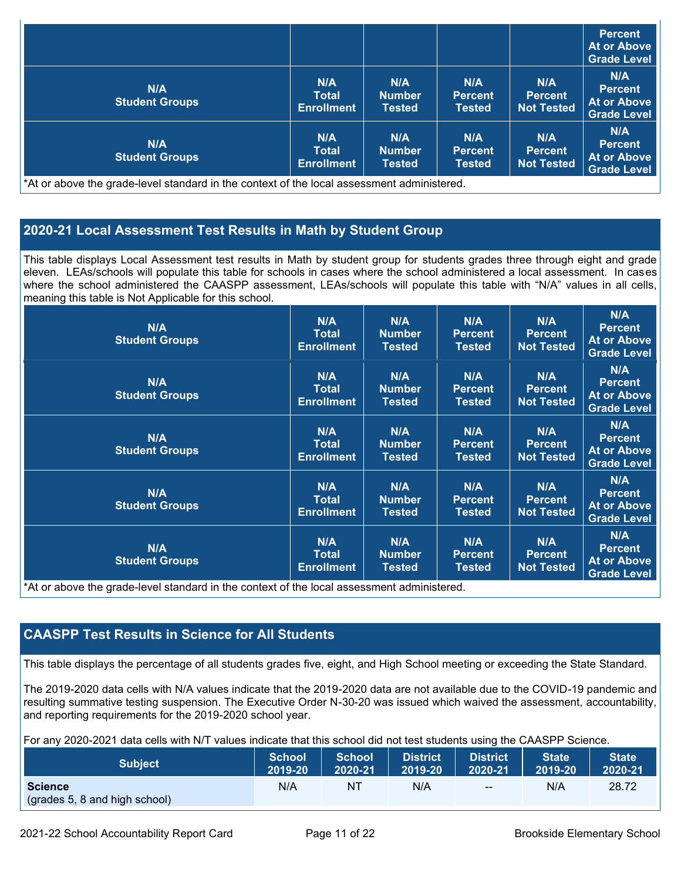| | | | | | Percent At or Above Grade Level |
|---|---|---|---|---|---|
| N/A Student Groups | N/A Total Enrollment | N/A Number Tested | N/A Percent Tested | N/A Percent Not Tested | N/A Percent At or Above Grade Level |
| N/A Student Groups | N/A Total Enrollment | N/A Number Tested | N/A Percent Tested | N/A Percent Not Tested | N/A Percent At or Above Grade Level |

*At or above the grade-level standard in the context of the local assessment administered.

## 2020-21 Local Assessment Test Results in Math by Student Group

This table displays Local Assessment test results in Math by student group for students grades three through eight and grade eleven. LEAs/schools will populate this table for schools in cases where the school administered a local assessment. In cases where the school administered the CAASPP assessment, LEAs/schools will populate this table with "N/A" values in all cells, meaning this table is Not Applicable for this school.

| N/A Student Groups | N/A Total Enrollment | N/A Number Tested | N/A Percent Tested | N/A Percent Not Tested | N/A Percent At or Above Grade Level |
|---|---|---|---|---|---|
| N/A Student Groups | N/A Total Enrollment | N/A Number Tested | N/A Percent Tested | N/A Percent Not Tested | N/A Percent At or Above Grade Level |
| N/A Student Groups | N/A Total Enrollment | N/A Number Tested | N/A Percent Tested | N/A Percent Not Tested | N/A Percent At or Above Grade Level |
| N/A Student Groups | N/A Total Enrollment | N/A Number Tested | N/A Percent Tested | N/A Percent Not Tested | N/A Percent At or Above Grade Level |
| N/A Student Groups | N/A Total Enrollment | N/A Number Tested | N/A Percent Tested | N/A Percent Not Tested | N/A Percent At or Above Grade Level |

*At or above the grade-level standard in the context of the local assessment administered.

## CAASPP Test Results in Science for All Students

This table displays the percentage of all students grades five, eight, and High School meeting or exceeding the State Standard.

The 2019-2020 data cells with N/A values indicate that the 2019-2020 data are not available due to the COVID-19 pandemic and resulting summative testing suspension. The Executive Order N-30-20 was issued which waived the assessment, accountability, and reporting requirements for the 2019-2020 school year.

For any 2020-2021 data cells with N/T values indicate that this school did not test students using the CAASPP Science.

| Subject | School 2019-20 | School 2020-21 | District 2019-20 | District 2020-21 | State 2019-20 | State 2020-21 |
|---|---|---|---|---|---|---|
| **Science** (grades 5, 8 and high school) | N/A | NT | N/A | -- | N/A | 28.72 |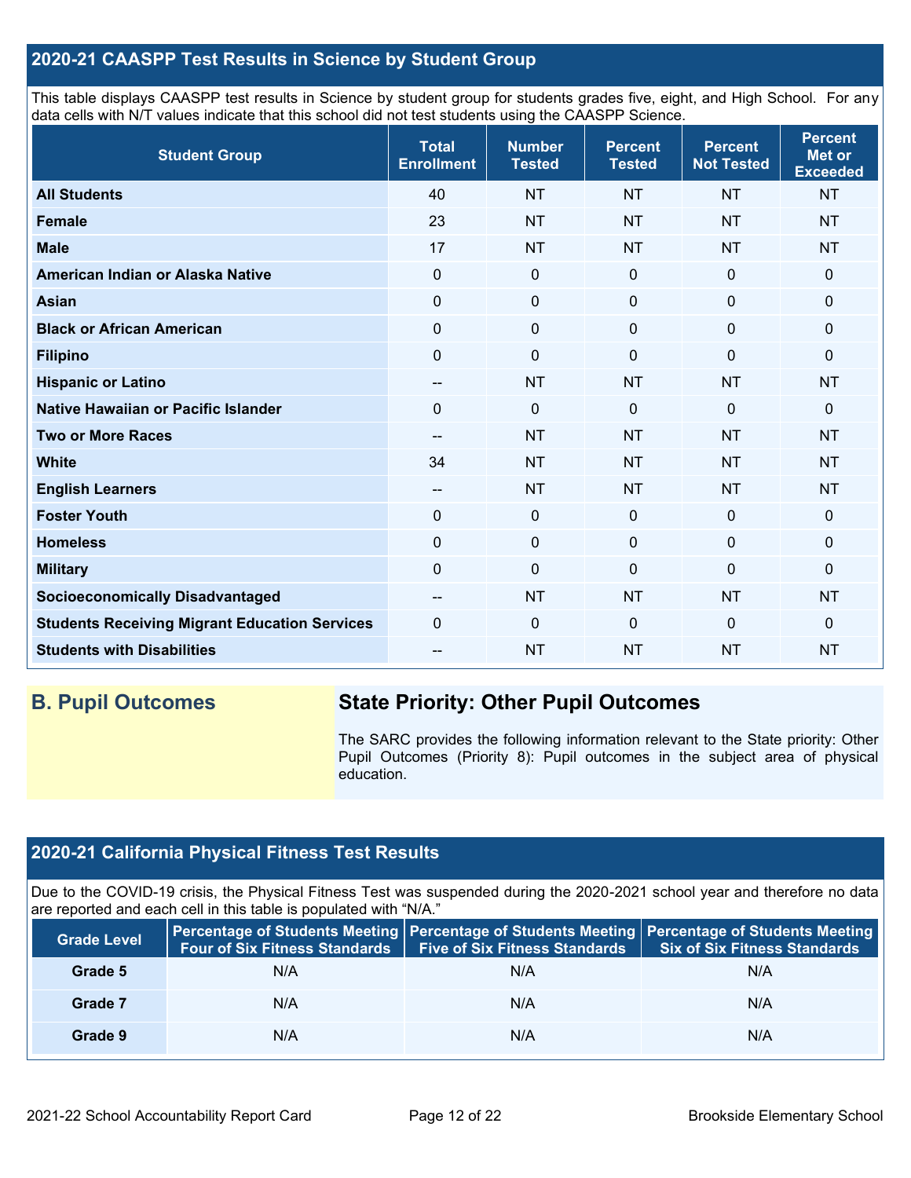## 2020-21 CAASPP Test Results in Science by Student Group

This table displays CAASPP test results in Science by student group for students grades five, eight, and High School. For any data cells with N/T values indicate that this school did not test students using the CAASPP Science.

| Student Group | Total Enrollment | Number Tested | Percent Tested | Percent Not Tested | Percent Met or Exceeded |
|---|---|---|---|---|---|
| **All Students** | 40 | NT | NT | NT | NT |
| **Female** | 23 | NT | NT | NT | NT |
| **Male** | 17 | NT | NT | NT | NT |
| **American Indian or Alaska Native** | 0 | 0 | 0 | 0 | 0 |
| **Asian** | 0 | 0 | 0 | 0 | 0 |
| **Black or African American** | 0 | 0 | 0 | 0 | 0 |
| **Filipino** | 0 | 0 | 0 | 0 | 0 |
| **Hispanic or Latino** | -- | NT | NT | NT | NT |
| **Native Hawaiian or Pacific Islander** | 0 | 0 | 0 | 0 | 0 |
| **Two or More Races** | -- | NT | NT | NT | NT |
| **White** | 34 | NT | NT | NT | NT |
| **English Learners** | -- | NT | NT | NT | NT |
| **Foster Youth** | 0 | 0 | 0 | 0 | 0 |
| **Homeless** | 0 | 0 | 0 | 0 | 0 |
| **Military** | 0 | 0 | 0 | 0 | 0 |
| **Socioeconomically Disadvantaged** | -- | NT | NT | NT | NT |
| **Students Receiving Migrant Education Services** | 0 | 0 | 0 | 0 | 0 |
| **Students with Disabilities** | -- | NT | NT | NT | NT |

## B. Pupil Outcomes

### State Priority: Other Pupil Outcomes

The SARC provides the following information relevant to the State priority: Other Pupil Outcomes (Priority 8): Pupil outcomes in the subject area of physical education.

## 2020-21 California Physical Fitness Test Results

Due to the COVID-19 crisis, the Physical Fitness Test was suspended during the 2020-2021 school year and therefore no data are reported and each cell in this table is populated with "N/A."

| Grade Level | Percentage of Students Meeting Four of Six Fitness Standards | Percentage of Students Meeting Five of Six Fitness Standards | Percentage of Students Meeting Six of Six Fitness Standards |
|---|---|---|---|
| **Grade 5** | N/A | N/A | N/A |
| **Grade 7** | N/A | N/A | N/A |
| **Grade 9** | N/A | N/A | N/A |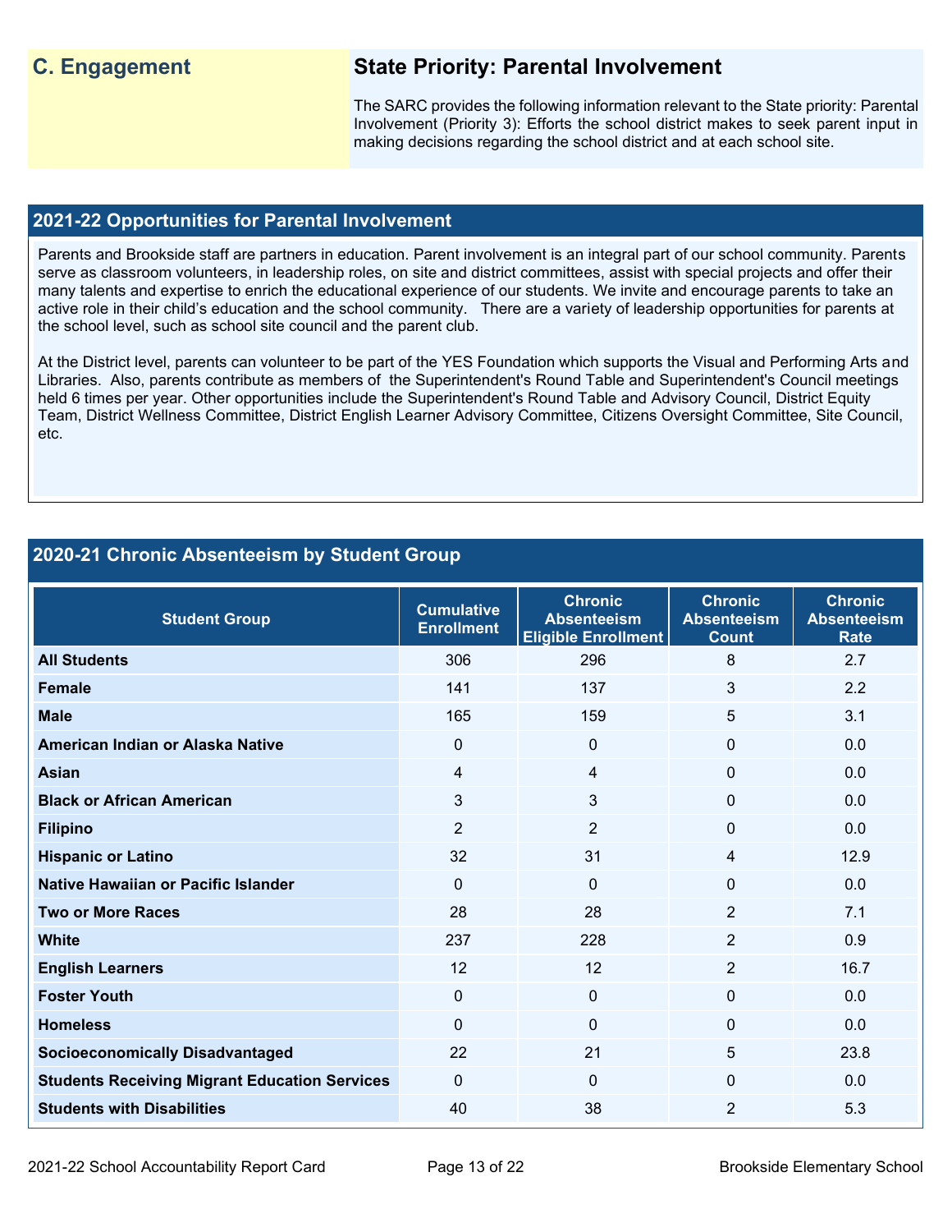## C. Engagement

### State Priority: Parental Involvement

The SARC provides the following information relevant to the State priority: Parental Involvement (Priority 3): Efforts the school district makes to seek parent input in making decisions regarding the school district and at each school site.

### 2021-22 Opportunities for Parental Involvement

Parents and Brookside staff are partners in education. Parent involvement is an integral part of our school community. Parents serve as classroom volunteers, in leadership roles, on site and district committees, assist with special projects and offer their many talents and expertise to enrich the educational experience of our students. We invite and encourage parents to take an active role in their child's education and the school community. There are a variety of leadership opportunities for parents at the school level, such as school site council and the parent club.

At the District level, parents can volunteer to be part of the YES Foundation which supports the Visual and Performing Arts and Libraries. Also, parents contribute as members of the Superintendent's Round Table and Superintendent's Council meetings held 6 times per year. Other opportunities include the Superintendent's Round Table and Advisory Council, District Equity Team, District Wellness Committee, District English Learner Advisory Committee, Citizens Oversight Committee, Site Council, etc.

### 2020-21 Chronic Absenteeism by Student Group

| Student Group | Cumulative Enrollment | Chronic Absenteeism Eligible Enrollment | Chronic Absenteeism Count | Chronic Absenteeism Rate |
|---|---|---|---|---|
| All Students | 306 | 296 | 8 | 2.7 |
| Female | 141 | 137 | 3 | 2.2 |
| Male | 165 | 159 | 5 | 3.1 |
| American Indian or Alaska Native | 0 | 0 | 0 | 0.0 |
| Asian | 4 | 4 | 0 | 0.0 |
| Black or African American | 3 | 3 | 0 | 0.0 |
| Filipino | 2 | 2 | 0 | 0.0 |
| Hispanic or Latino | 32 | 31 | 4 | 12.9 |
| Native Hawaiian or Pacific Islander | 0 | 0 | 0 | 0.0 |
| Two or More Races | 28 | 28 | 2 | 7.1 |
| White | 237 | 228 | 2 | 0.9 |
| English Learners | 12 | 12 | 2 | 16.7 |
| Foster Youth | 0 | 0 | 0 | 0.0 |
| Homeless | 0 | 0 | 0 | 0.0 |
| Socioeconomically Disadvantaged | 22 | 21 | 5 | 23.8 |
| Students Receiving Migrant Education Services | 0 | 0 | 0 | 0.0 |
| Students with Disabilities | 40 | 38 | 2 | 5.3 |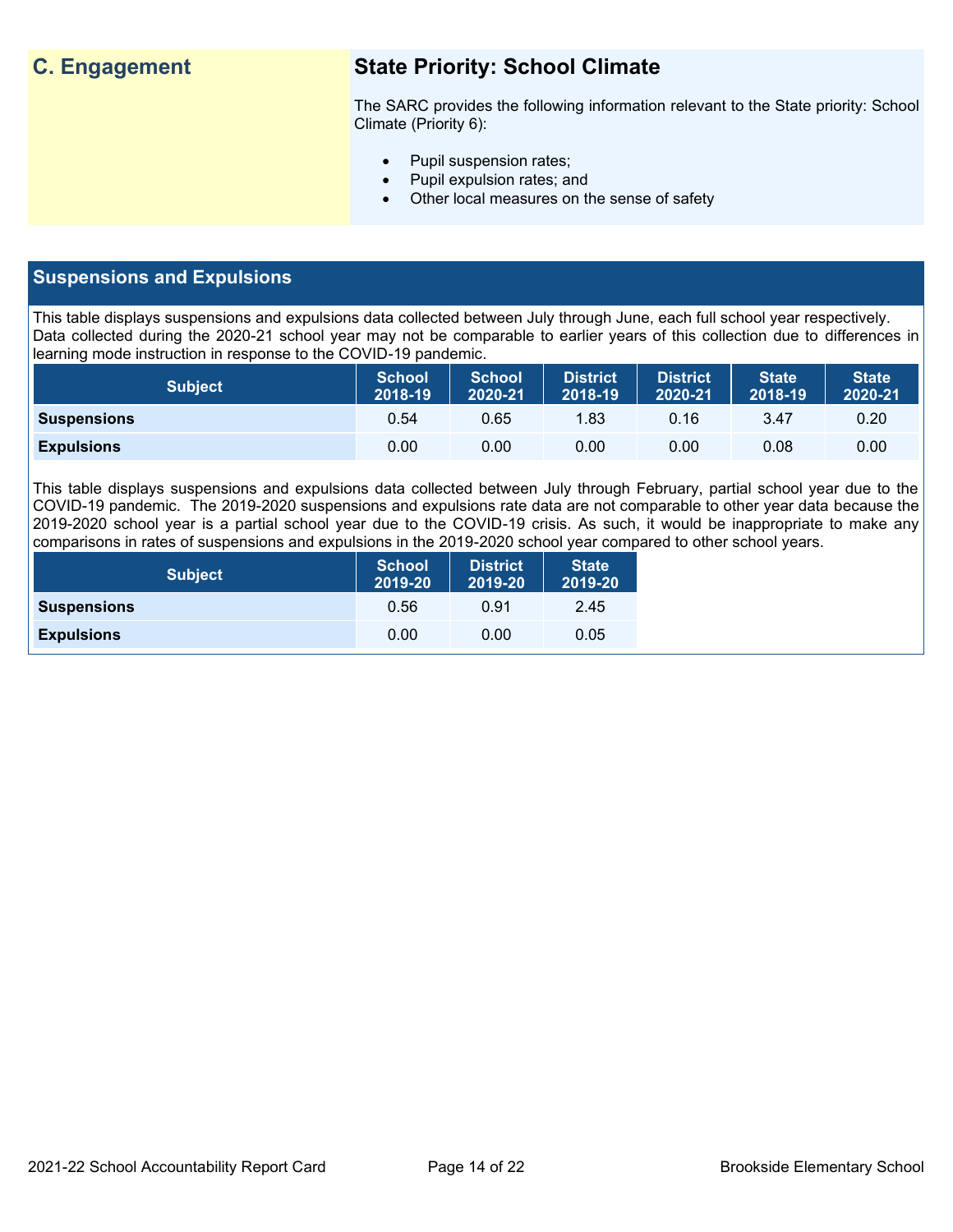## C. Engagement

### State Priority: School Climate

The SARC provides the following information relevant to the State priority: School Climate (Priority 6):

- Pupil suspension rates;
- Pupil expulsion rates; and
- Other local measures on the sense of safety

## Suspensions and Expulsions

This table displays suspensions and expulsions data collected between July through June, each full school year respectively. Data collected during the 2020-21 school year may not be comparable to earlier years of this collection due to differences in learning mode instruction in response to the COVID-19 pandemic.

| Subject | School 2018-19 | School 2020-21 | District 2018-19 | District 2020-21 | State 2018-19 | State 2020-21 |
|---|---|---|---|---|---|---|
| **Suspensions** | 0.54 | 0.65 | 1.83 | 0.16 | 3.47 | 0.20 |
| **Expulsions** | 0.00 | 0.00 | 0.00 | 0.00 | 0.08 | 0.00 |

This table displays suspensions and expulsions data collected between July through February, partial school year due to the COVID-19 pandemic. The 2019-2020 suspensions and expulsions rate data are not comparable to other year data because the 2019-2020 school year is a partial school year due to the COVID-19 crisis. As such, it would be inappropriate to make any comparisons in rates of suspensions and expulsions in the 2019-2020 school year compared to other school years.

| Subject | School 2019-20 | District 2019-20 | State 2019-20 |
|---|---|---|---|
| **Suspensions** | 0.56 | 0.91 | 2.45 |
| **Expulsions** | 0.00 | 0.00 | 0.05 |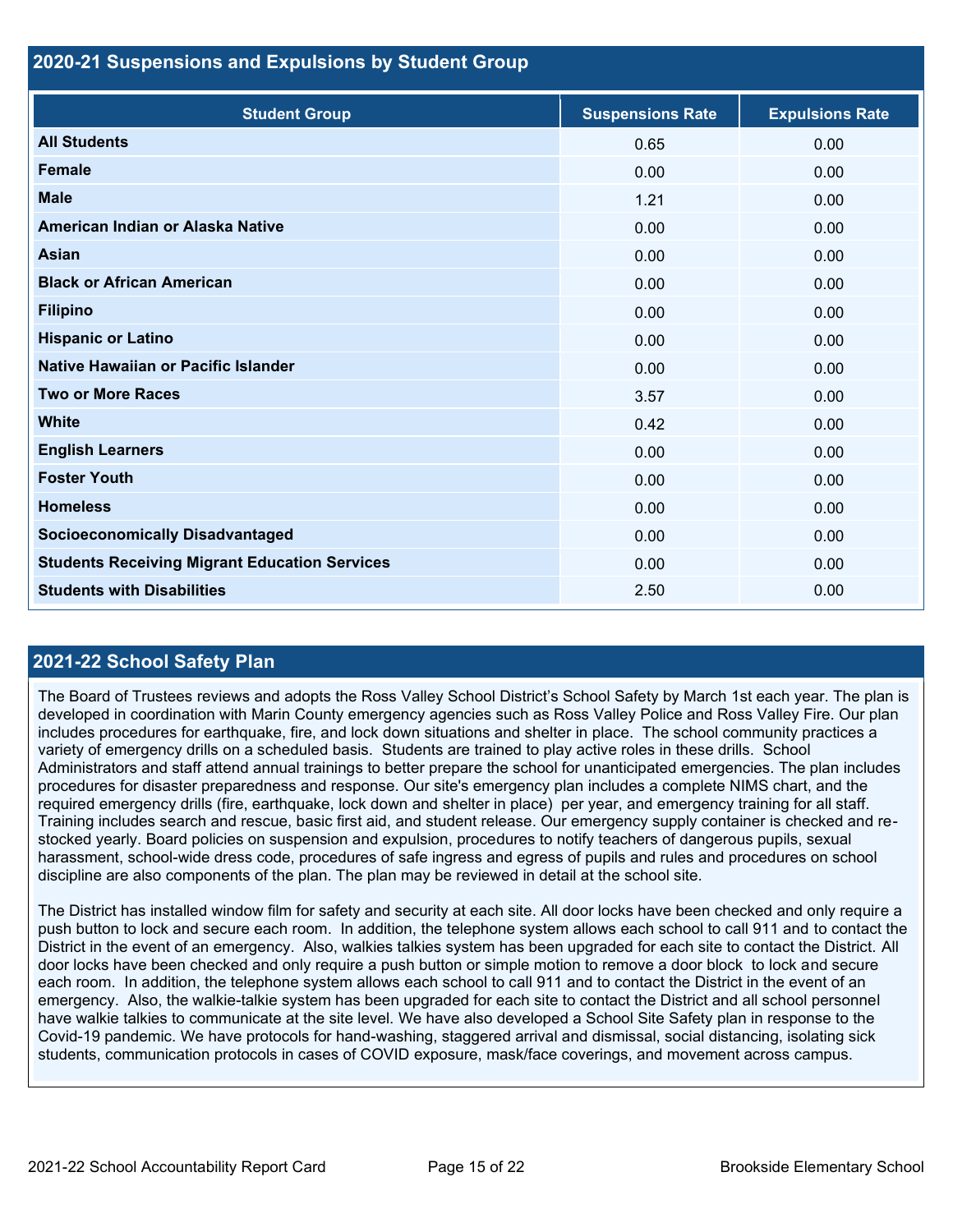## 2020-21 Suspensions and Expulsions by Student Group

| Student Group | Suspensions Rate | Expulsions Rate |
| --- | --- | --- |
| **All Students** | 0.65 | 0.00 |
| **Female** | 0.00 | 0.00 |
| **Male** | 1.21 | 0.00 |
| **American Indian or Alaska Native** | 0.00 | 0.00 |
| **Asian** | 0.00 | 0.00 |
| **Black or African American** | 0.00 | 0.00 |
| **Filipino** | 0.00 | 0.00 |
| **Hispanic or Latino** | 0.00 | 0.00 |
| **Native Hawaiian or Pacific Islander** | 0.00 | 0.00 |
| **Two or More Races** | 3.57 | 0.00 |
| **White** | 0.42 | 0.00 |
| **English Learners** | 0.00 | 0.00 |
| **Foster Youth** | 0.00 | 0.00 |
| **Homeless** | 0.00 | 0.00 |
| **Socioeconomically Disadvantaged** | 0.00 | 0.00 |
| **Students Receiving Migrant Education Services** | 0.00 | 0.00 |
| **Students with Disabilities** | 2.50 | 0.00 |

## 2021-22 School Safety Plan

The Board of Trustees reviews and adopts the Ross Valley School District's School Safety by March 1st each year. The plan is developed in coordination with Marin County emergency agencies such as Ross Valley Police and Ross Valley Fire. Our plan includes procedures for earthquake, fire, and lock down situations and shelter in place. The school community practices a variety of emergency drills on a scheduled basis. Students are trained to play active roles in these drills. School Administrators and staff attend annual trainings to better prepare the school for unanticipated emergencies. The plan includes procedures for disaster preparedness and response. Our site's emergency plan includes a complete NIMS chart, and the required emergency drills (fire, earthquake, lock down and shelter in place) per year, and emergency training for all staff. Training includes search and rescue, basic first aid, and student release. Our emergency supply container is checked and re-stocked yearly. Board policies on suspension and expulsion, procedures to notify teachers of dangerous pupils, sexual harassment, school-wide dress code, procedures of safe ingress and egress of pupils and rules and procedures on school discipline are also components of the plan. The plan may be reviewed in detail at the school site.

The District has installed window film for safety and security at each site. All door locks have been checked and only require a push button to lock and secure each room. In addition, the telephone system allows each school to call 911 and to contact the District in the event of an emergency. Also, walkies talkies system has been upgraded for each site to contact the District. All door locks have been checked and only require a push button or simple motion to remove a door block to lock and secure each room. In addition, the telephone system allows each school to call 911 and to contact the District in the event of an emergency. Also, the walkie-talkie system has been upgraded for each site to contact the District and all school personnel have walkie talkies to communicate at the site level. We have also developed a School Site Safety plan in response to the Covid-19 pandemic. We have protocols for hand-washing, staggered arrival and dismissal, social distancing, isolating sick students, communication protocols in cases of COVID exposure, mask/face coverings, and movement across campus.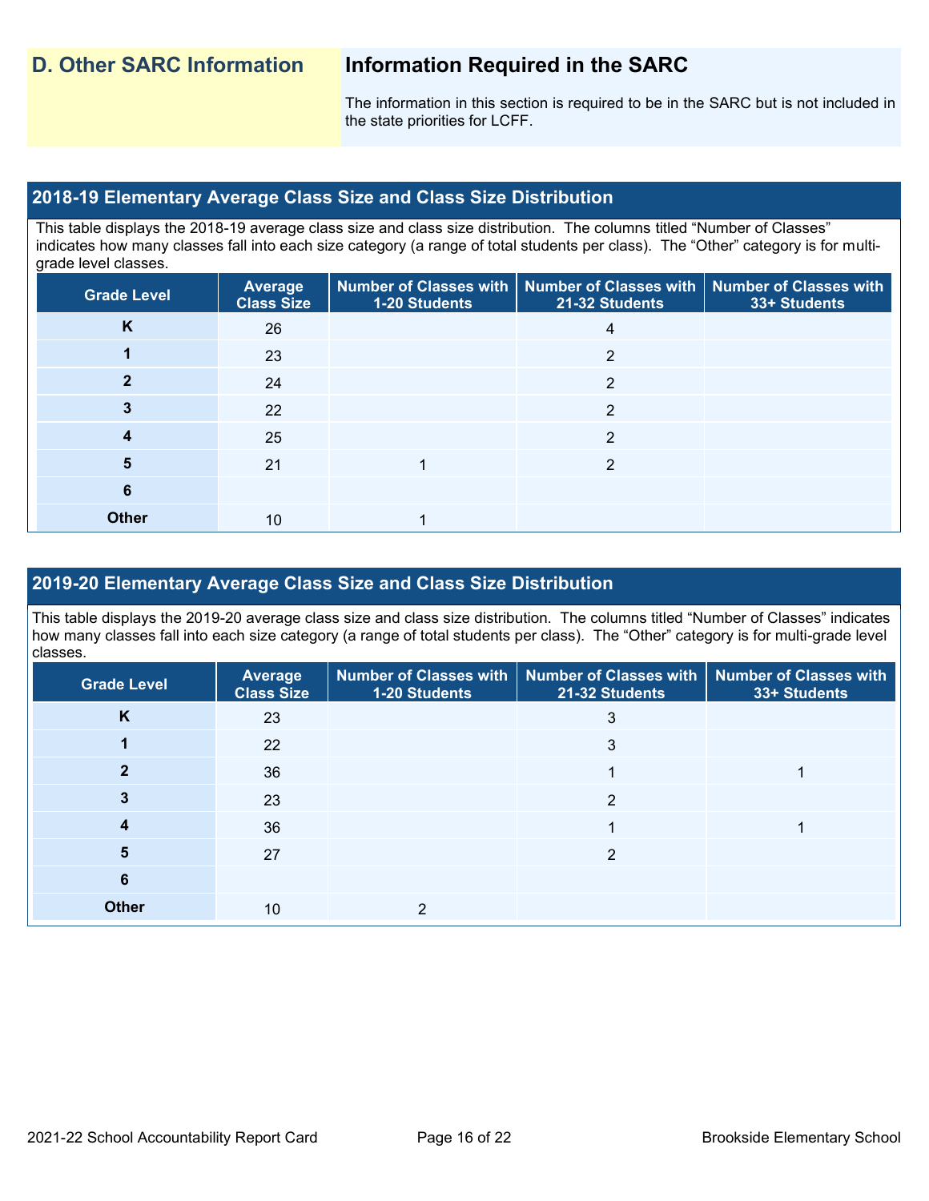## D. Other SARC Information

## Information Required in the SARC

The information in this section is required to be in the SARC but is not included in the state priorities for LCFF.

### 2018-19 Elementary Average Class Size and Class Size Distribution

This table displays the 2018-19 average class size and class size distribution. The columns titled "Number of Classes" indicates how many classes fall into each size category (a range of total students per class). The "Other" category is for multi-grade level classes.

| Grade Level | Average Class Size | Number of Classes with 1-20 Students | Number of Classes with 21-32 Students | Number of Classes with 33+ Students |
|---|---|---|---|---|
| K | 26 | | 4 | |
| 1 | 23 | | 2 | |
| 2 | 24 | | 2 | |
| 3 | 22 | | 2 | |
| 4 | 25 | | 2 | |
| 5 | 21 | 1 | 2 | |
| 6 | | | | |
| Other | 10 | 1 | | |

### 2019-20 Elementary Average Class Size and Class Size Distribution

This table displays the 2019-20 average class size and class size distribution. The columns titled "Number of Classes" indicates how many classes fall into each size category (a range of total students per class). The "Other" category is for multi-grade level classes.

| Grade Level | Average Class Size | Number of Classes with 1-20 Students | Number of Classes with 21-32 Students | Number of Classes with 33+ Students |
|---|---|---|---|---|
| K | 23 | | 3 | |
| 1 | 22 | | 3 | |
| 2 | 36 | | 1 | 1 |
| 3 | 23 | | 2 | |
| 4 | 36 | | 1 | 1 |
| 5 | 27 | | 2 | |
| 6 | | | | |
| Other | 10 | 2 | | |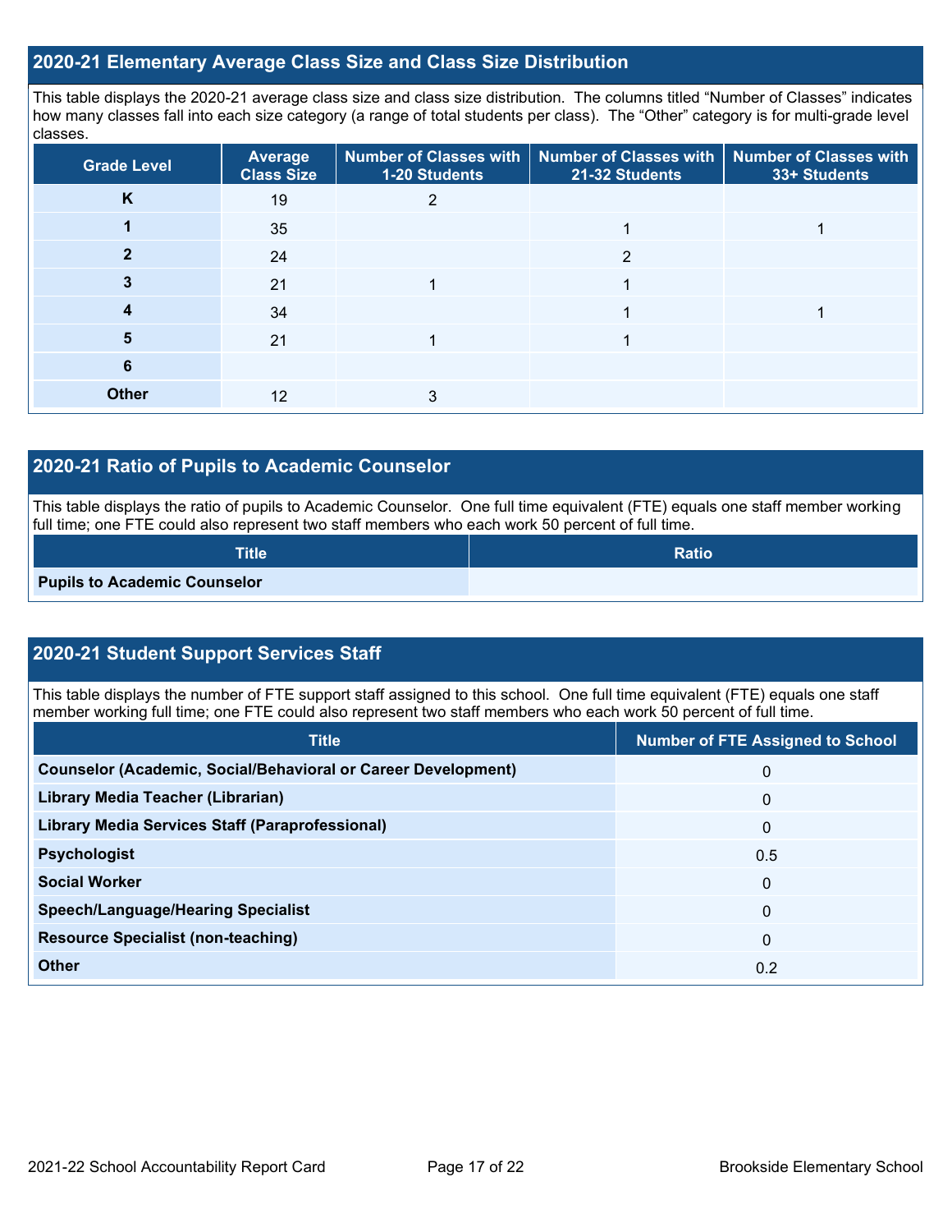## 2020-21 Elementary Average Class Size and Class Size Distribution

This table displays the 2020-21 average class size and class size distribution. The columns titled "Number of Classes" indicates how many classes fall into each size category (a range of total students per class). The "Other" category is for multi-grade level classes.

| Grade Level | Average Class Size | Number of Classes with 1-20 Students | Number of Classes with 21-32 Students | Number of Classes with 33+ Students |
|---|---|---|---|---|
| **K** | 19 | 2 | | |
| **1** | 35 | | 1 | 1 |
| **2** | 24 | | 2 | |
| **3** | 21 | 1 | 1 | |
| **4** | 34 | | 1 | 1 |
| **5** | 21 | 1 | 1 | |
| **6** | | | | |
| **Other** | 12 | 3 | | |

## 2020-21 Ratio of Pupils to Academic Counselor

This table displays the ratio of pupils to Academic Counselor. One full time equivalent (FTE) equals one staff member working full time; one FTE could also represent two staff members who each work 50 percent of full time.

| Title | Ratio |
|---|---|
| **Pupils to Academic Counselor** | |

## 2020-21 Student Support Services Staff

This table displays the number of FTE support staff assigned to this school. One full time equivalent (FTE) equals one staff member working full time; one FTE could also represent two staff members who each work 50 percent of full time.

| Title | Number of FTE Assigned to School |
|---|---|
| **Counselor (Academic, Social/Behavioral or Career Development)** | 0 |
| **Library Media Teacher (Librarian)** | 0 |
| **Library Media Services Staff (Paraprofessional)** | 0 |
| **Psychologist** | 0.5 |
| **Social Worker** | 0 |
| **Speech/Language/Hearing Specialist** | 0 |
| **Resource Specialist (non-teaching)** | 0 |
| **Other** | 0.2 |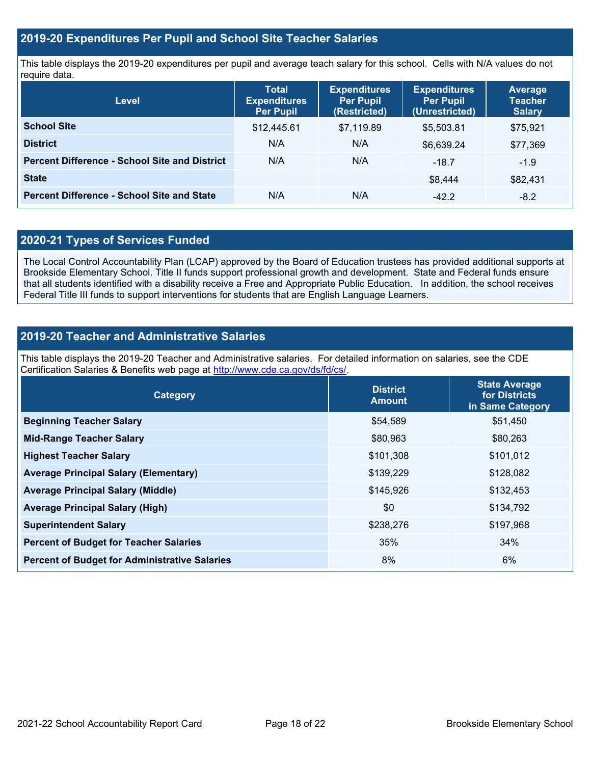## 2019-20 Expenditures Per Pupil and School Site Teacher Salaries

This table displays the 2019-20 expenditures per pupil and average teach salary for this school. Cells with N/A values do not require data.

| Level | Total Expenditures Per Pupil | Expenditures Per Pupil (Restricted) | Expenditures Per Pupil (Unrestricted) | Average Teacher Salary |
|---|---|---|---|---|
| **School Site** | $12,445.61 | $7,119.89 | $5,503.81 | $75,921 |
| **District** | N/A | N/A | $6,639.24 | $77,369 |
| **Percent Difference - School Site and District** | N/A | N/A | -18.7 | -1.9 |
| **State** | | | $8,444 | $82,431 |
| **Percent Difference - School Site and State** | N/A | N/A | -42.2 | -8.2 |

## 2020-21 Types of Services Funded

The Local Control Accountability Plan (LCAP) approved by the Board of Education trustees has provided additional supports at Brookside Elementary School. Title II funds support professional growth and development. State and Federal funds ensure that all students identified with a disability receive a Free and Appropriate Public Education. In addition, the school receives Federal Title III funds to support interventions for students that are English Language Learners.

## 2019-20 Teacher and Administrative Salaries

This table displays the 2019-20 Teacher and Administrative salaries. For detailed information on salaries, see the CDE Certification Salaries & Benefits web page at http://www.cde.ca.gov/ds/fd/cs/.

| Category | District Amount | State Average for Districts in Same Category |
|---|---|---|
| **Beginning Teacher Salary** | $54,589 | $51,450 |
| **Mid-Range Teacher Salary** | $80,963 | $80,263 |
| **Highest Teacher Salary** | $101,308 | $101,012 |
| **Average Principal Salary (Elementary)** | $139,229 | $128,082 |
| **Average Principal Salary (Middle)** | $145,926 | $132,453 |
| **Average Principal Salary (High)** | $0 | $134,792 |
| **Superintendent Salary** | $238,276 | $197,968 |
| **Percent of Budget for Teacher Salaries** | 35% | 34% |
| **Percent of Budget for Administrative Salaries** | 8% | 6% |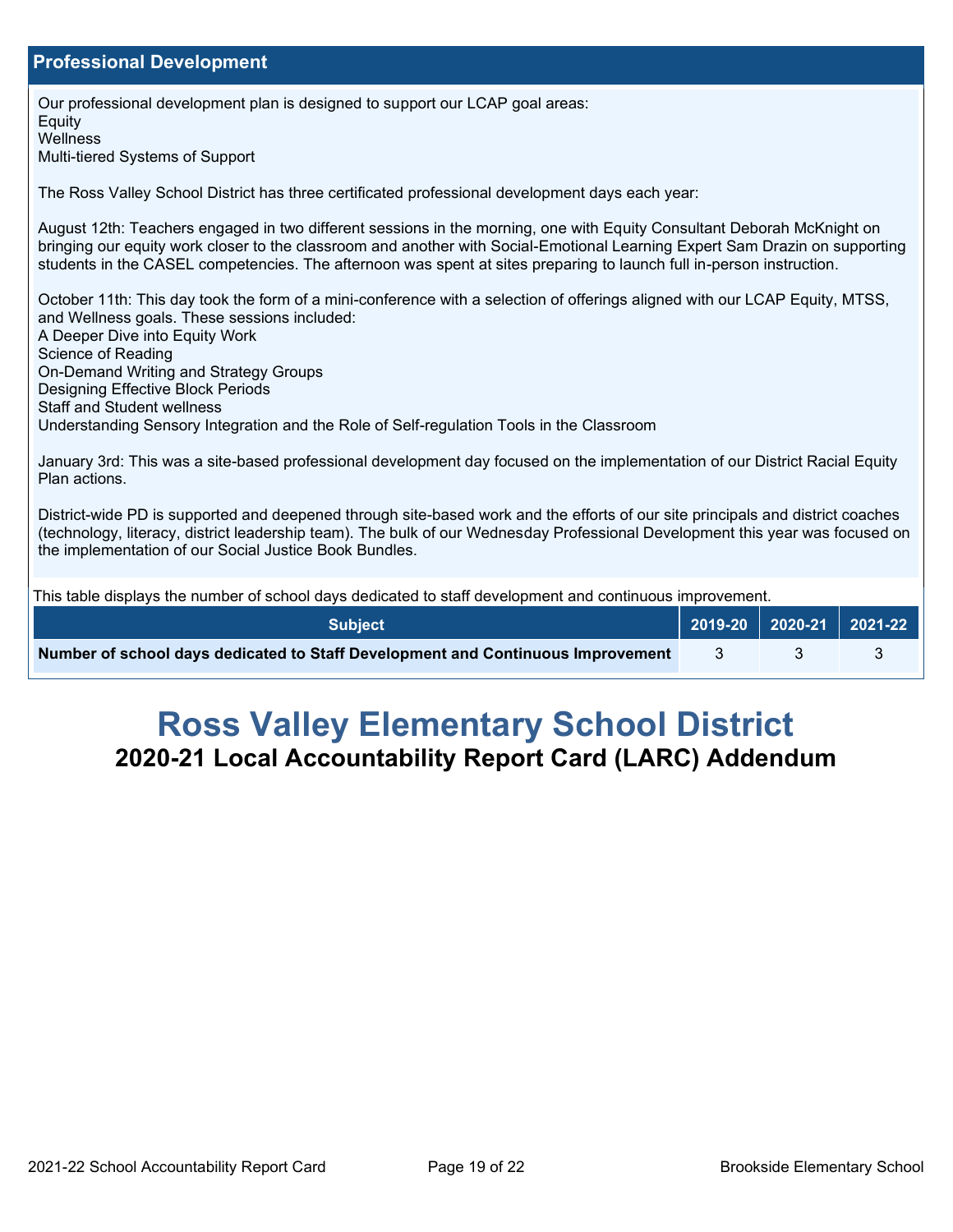## Professional Development

Our professional development plan is designed to support our LCAP goal areas:
Equity
Wellness
Multi-tiered Systems of Support

The Ross Valley School District has three certificated professional development days each year:

August 12th: Teachers engaged in two different sessions in the morning, one with Equity Consultant Deborah McKnight on bringing our equity work closer to the classroom and another with Social-Emotional Learning Expert Sam Drazin on supporting students in the CASEL competencies. The afternoon was spent at sites preparing to launch full in-person instruction.

October 11th: This day took the form of a mini-conference with a selection of offerings aligned with our LCAP Equity, MTSS, and Wellness goals. These sessions included:
A Deeper Dive into Equity Work
Science of Reading
On-Demand Writing and Strategy Groups
Designing Effective Block Periods
Staff and Student wellness
Understanding Sensory Integration and the Role of Self-regulation Tools in the Classroom

January 3rd: This was a site-based professional development day focused on the implementation of our District Racial Equity Plan actions.

District-wide PD is supported and deepened through site-based work and the efforts of our site principals and district coaches (technology, literacy, district leadership team). The bulk of our Wednesday Professional Development this year was focused on the implementation of our Social Justice Book Bundles.

This table displays the number of school days dedicated to staff development and continuous improvement.

| Subject | 2019-20 | 2020-21 | 2021-22 |
|---|---|---|---|
| **Number of school days dedicated to Staff Development and Continuous Improvement** | 3 | 3 | 3 |

# Ross Valley Elementary School District

## 2020-21 Local Accountability Report Card (LARC) Addendum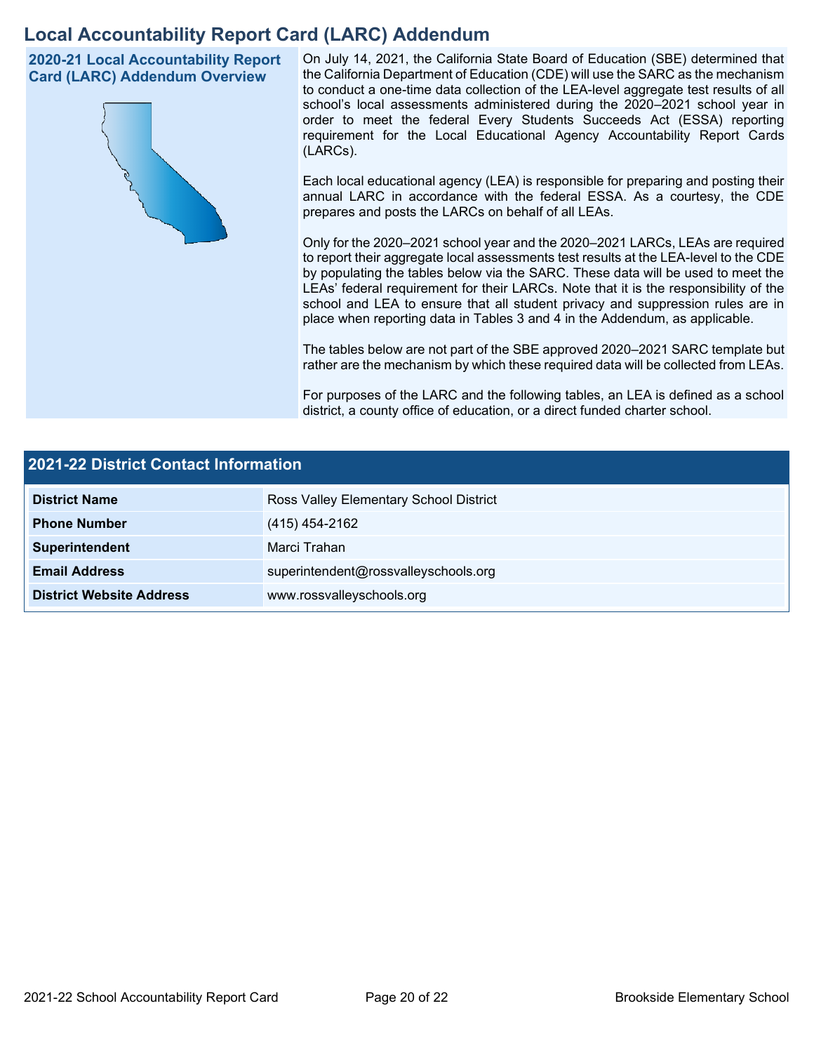# Local Accountability Report Card (LARC) Addendum

## 2020-21 Local Accountability Report Card (LARC) Addendum Overview

On July 14, 2021, the California State Board of Education (SBE) determined that the California Department of Education (CDE) will use the SARC as the mechanism to conduct a one-time data collection of the LEA-level aggregate test results of all school's local assessments administered during the 2020–2021 school year in order to meet the federal Every Students Succeeds Act (ESSA) reporting requirement for the Local Educational Agency Accountability Report Cards (LARCs).

Each local educational agency (LEA) is responsible for preparing and posting their annual LARC in accordance with the federal ESSA. As a courtesy, the CDE prepares and posts the LARCs on behalf of all LEAs.

Only for the 2020–2021 school year and the 2020–2021 LARCs, LEAs are required to report their aggregate local assessments test results at the LEA-level to the CDE by populating the tables below via the SARC. These data will be used to meet the LEAs' federal requirement for their LARCs. Note that it is the responsibility of the school and LEA to ensure that all student privacy and suppression rules are in place when reporting data in Tables 3 and 4 in the Addendum, as applicable.

The tables below are not part of the SBE approved 2020–2021 SARC template but rather are the mechanism by which these required data will be collected from LEAs.

For purposes of the LARC and the following tables, an LEA is defined as a school district, a county office of education, or a direct funded charter school.

## 2021-22 District Contact Information

| | |
|---|---|
| **District Name** | Ross Valley Elementary School District |
| **Phone Number** | (415) 454-2162 |
| **Superintendent** | Marci Trahan |
| **Email Address** | superintendent@rossvalleyschools.org |
| **District Website Address** | www.rossvalleyschools.org |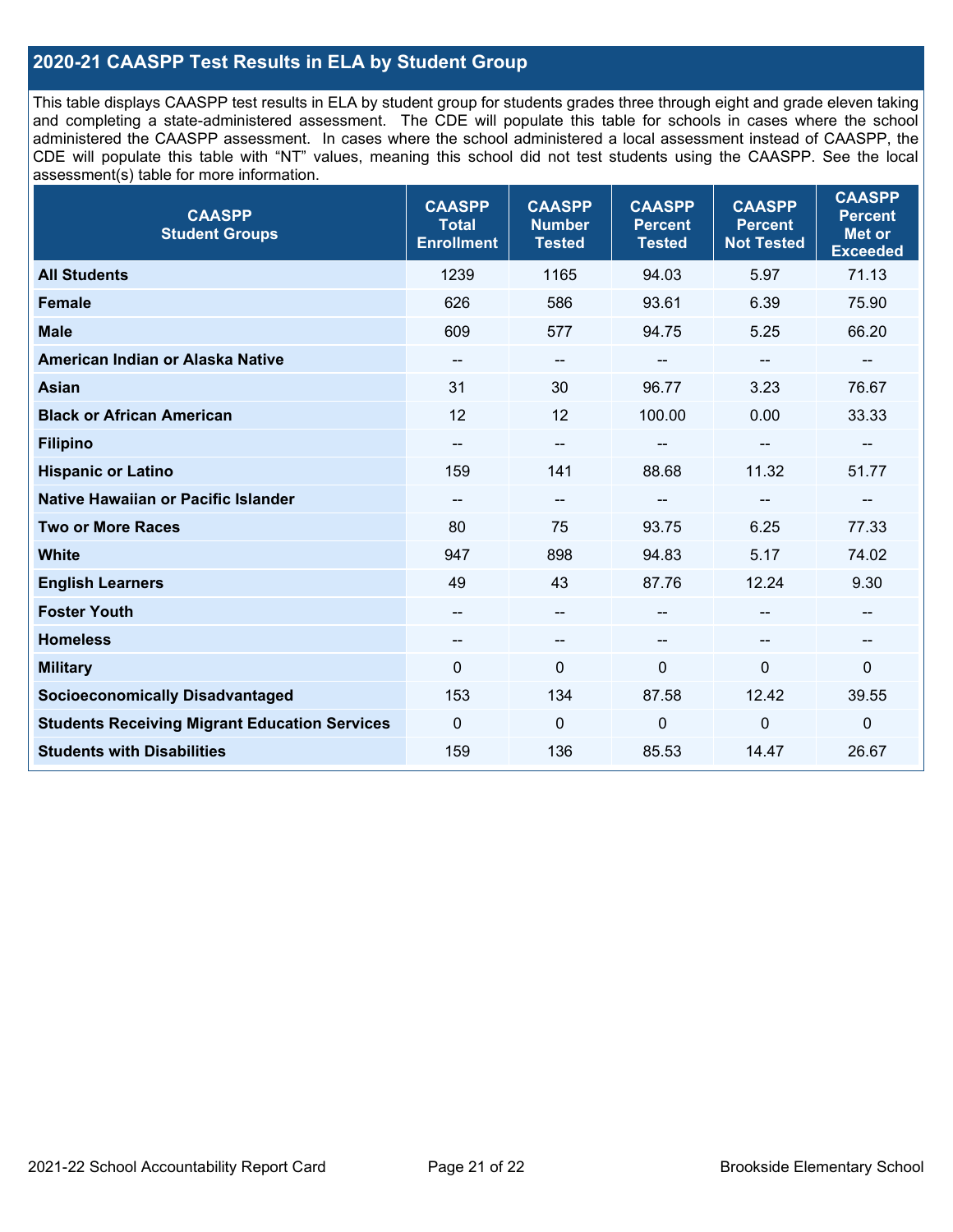## 2020-21 CAASPP Test Results in ELA by Student Group

This table displays CAASPP test results in ELA by student group for students grades three through eight and grade eleven taking and completing a state-administered assessment. The CDE will populate this table for schools in cases where the school administered the CAASPP assessment. In cases where the school administered a local assessment instead of CAASPP, the CDE will populate this table with "NT" values, meaning this school did not test students using the CAASPP. See the local assessment(s) table for more information.

| CAASPP Student Groups | CAASPP Total Enrollment | CAASPP Number Tested | CAASPP Percent Tested | CAASPP Percent Not Tested | CAASPP Percent Met or Exceeded |
|---|---|---|---|---|---|
| **All Students** | 1239 | 1165 | 94.03 | 5.97 | 71.13 |
| **Female** | 626 | 586 | 93.61 | 6.39 | 75.90 |
| **Male** | 609 | 577 | 94.75 | 5.25 | 66.20 |
| **American Indian or Alaska Native** | -- | -- | -- | -- | -- |
| **Asian** | 31 | 30 | 96.77 | 3.23 | 76.67 |
| **Black or African American** | 12 | 12 | 100.00 | 0.00 | 33.33 |
| **Filipino** | -- | -- | -- | -- | -- |
| **Hispanic or Latino** | 159 | 141 | 88.68 | 11.32 | 51.77 |
| **Native Hawaiian or Pacific Islander** | -- | -- | -- | -- | -- |
| **Two or More Races** | 80 | 75 | 93.75 | 6.25 | 77.33 |
| **White** | 947 | 898 | 94.83 | 5.17 | 74.02 |
| **English Learners** | 49 | 43 | 87.76 | 12.24 | 9.30 |
| **Foster Youth** | -- | -- | -- | -- | -- |
| **Homeless** | -- | -- | -- | -- | -- |
| **Military** | 0 | 0 | 0 | 0 | 0 |
| **Socioeconomically Disadvantaged** | 153 | 134 | 87.58 | 12.42 | 39.55 |
| **Students Receiving Migrant Education Services** | 0 | 0 | 0 | 0 | 0 |
| **Students with Disabilities** | 159 | 136 | 85.53 | 14.47 | 26.67 |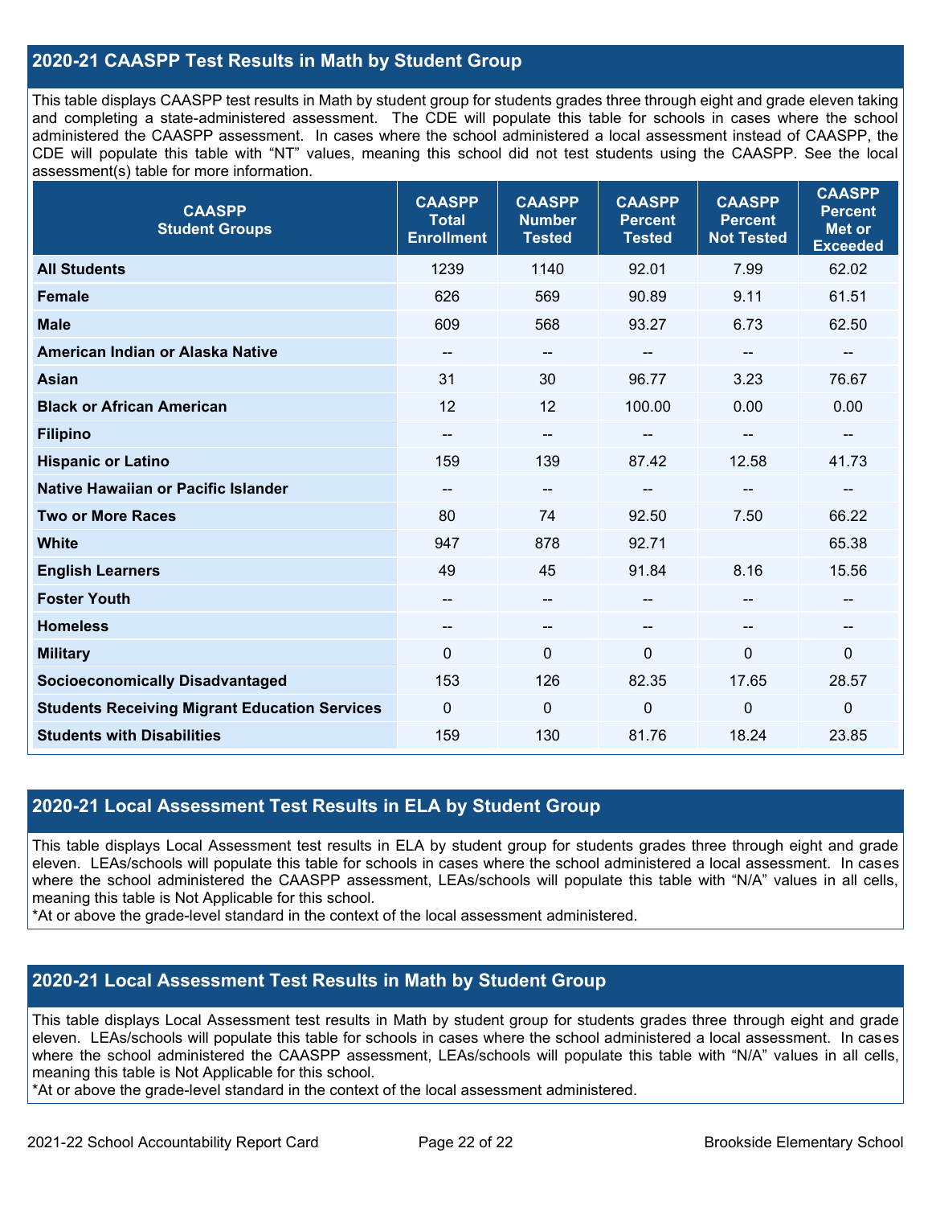## 2020-21 CAASPP Test Results in Math by Student Group

This table displays CAASPP test results in Math by student group for students grades three through eight and grade eleven taking and completing a state-administered assessment. The CDE will populate this table for schools in cases where the school administered the CAASPP assessment. In cases where the school administered a local assessment instead of CAASPP, the CDE will populate this table with "NT" values, meaning this school did not test students using the CAASPP. See the local assessment(s) table for more information.

| CAASPP Student Groups | CAASPP Total Enrollment | CAASPP Number Tested | CAASPP Percent Tested | CAASPP Percent Not Tested | CAASPP Percent Met or Exceeded |
|---|---|---|---|---|---|
| **All Students** | 1239 | 1140 | 92.01 | 7.99 | 62.02 |
| **Female** | 626 | 569 | 90.89 | 9.11 | 61.51 |
| **Male** | 609 | 568 | 93.27 | 6.73 | 62.50 |
| **American Indian or Alaska Native** | -- | -- | -- | -- | -- |
| **Asian** | 31 | 30 | 96.77 | 3.23 | 76.67 |
| **Black or African American** | 12 | 12 | 100.00 | 0.00 | 0.00 |
| **Filipino** | -- | -- | -- | -- | -- |
| **Hispanic or Latino** | 159 | 139 | 87.42 | 12.58 | 41.73 |
| **Native Hawaiian or Pacific Islander** | -- | -- | -- | -- | -- |
| **Two or More Races** | 80 | 74 | 92.50 | 7.50 | 66.22 |
| **White** | 947 | 878 | 92.71 | | 65.38 |
| **English Learners** | 49 | 45 | 91.84 | 8.16 | 15.56 |
| **Foster Youth** | -- | -- | -- | -- | -- |
| **Homeless** | -- | -- | -- | -- | -- |
| **Military** | 0 | 0 | 0 | 0 | 0 |
| **Socioeconomically Disadvantaged** | 153 | 126 | 82.35 | 17.65 | 28.57 |
| **Students Receiving Migrant Education Services** | 0 | 0 | 0 | 0 | 0 |
| **Students with Disabilities** | 159 | 130 | 81.76 | 18.24 | 23.85 |

## 2020-21 Local Assessment Test Results in ELA by Student Group

This table displays Local Assessment test results in ELA by student group for students grades three through eight and grade eleven. LEAs/schools will populate this table for schools in cases where the school administered a local assessment. In cases where the school administered the CAASPP assessment, LEAs/schools will populate this table with "N/A" values in all cells, meaning this table is Not Applicable for this school.
*At or above the grade-level standard in the context of the local assessment administered.

## 2020-21 Local Assessment Test Results in Math by Student Group

This table displays Local Assessment test results in Math by student group for students grades three through eight and grade eleven. LEAs/schools will populate this table for schools in cases where the school administered a local assessment. In cases where the school administered the CAASPP assessment, LEAs/schools will populate this table with "N/A" values in all cells, meaning this table is Not Applicable for this school.
*At or above the grade-level standard in the context of the local assessment administered.